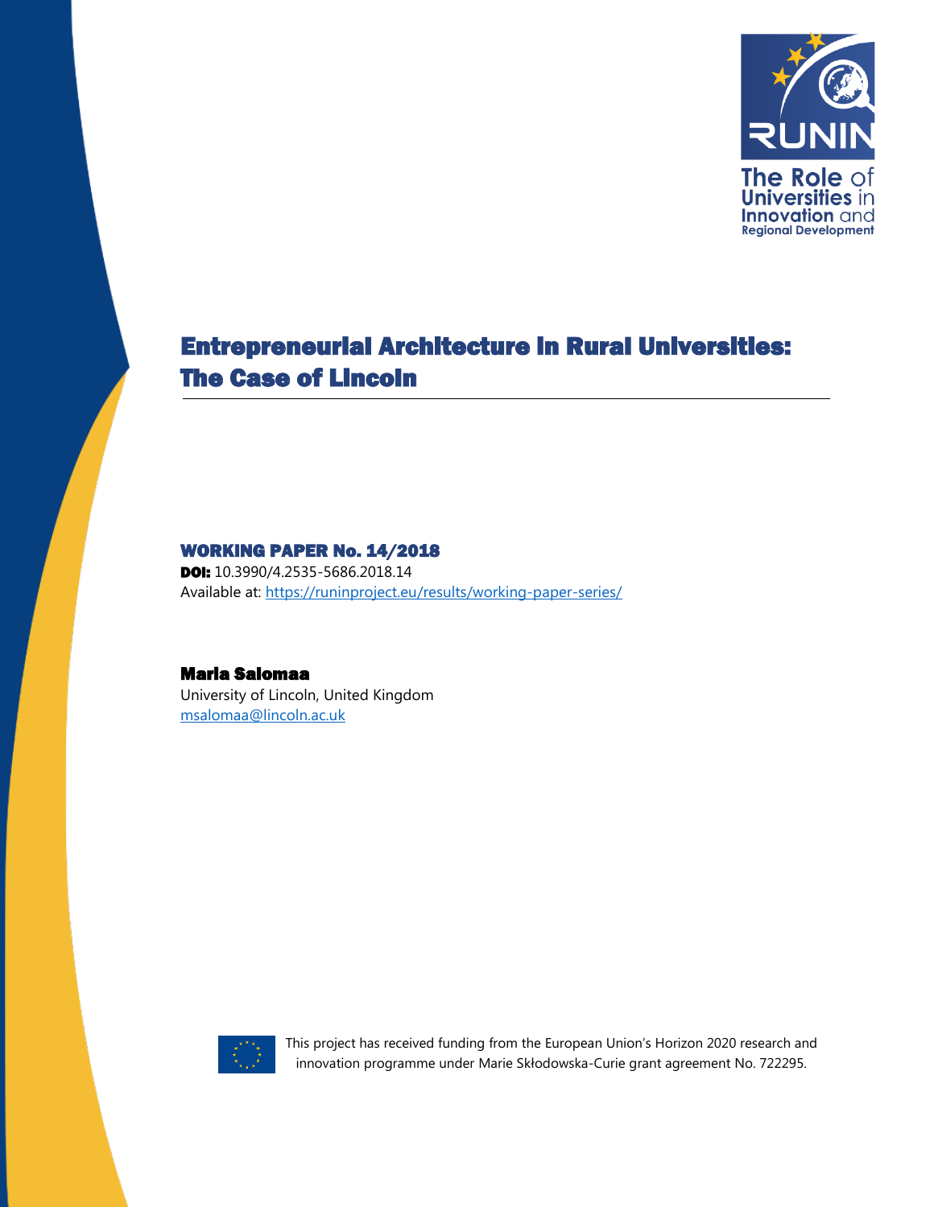RUNIN

The Role of Universities in Innovation and Regional Development

# Entrepreneurial Architecture in Rural Universities: The Case of Lincoln

**WORKING PAPER No. 14/2018**

**DOI:** 10.3990/4.2535-5686.2018.14

Available at: [https://runinproject.eu/results/working-paper-series/](https://runinproject.eu/results/working-paper-series/)

**Maria Salomaa**

University of Lincoln, United Kingdom

[msalomaa@lincoln.ac.uk](mailto:msalomaa@lincoln.ac.uk)

This project has received funding from the European Union's Horizon 2020 research and innovation programme under Marie Skłodowska-Curie grant agreement No. 722295.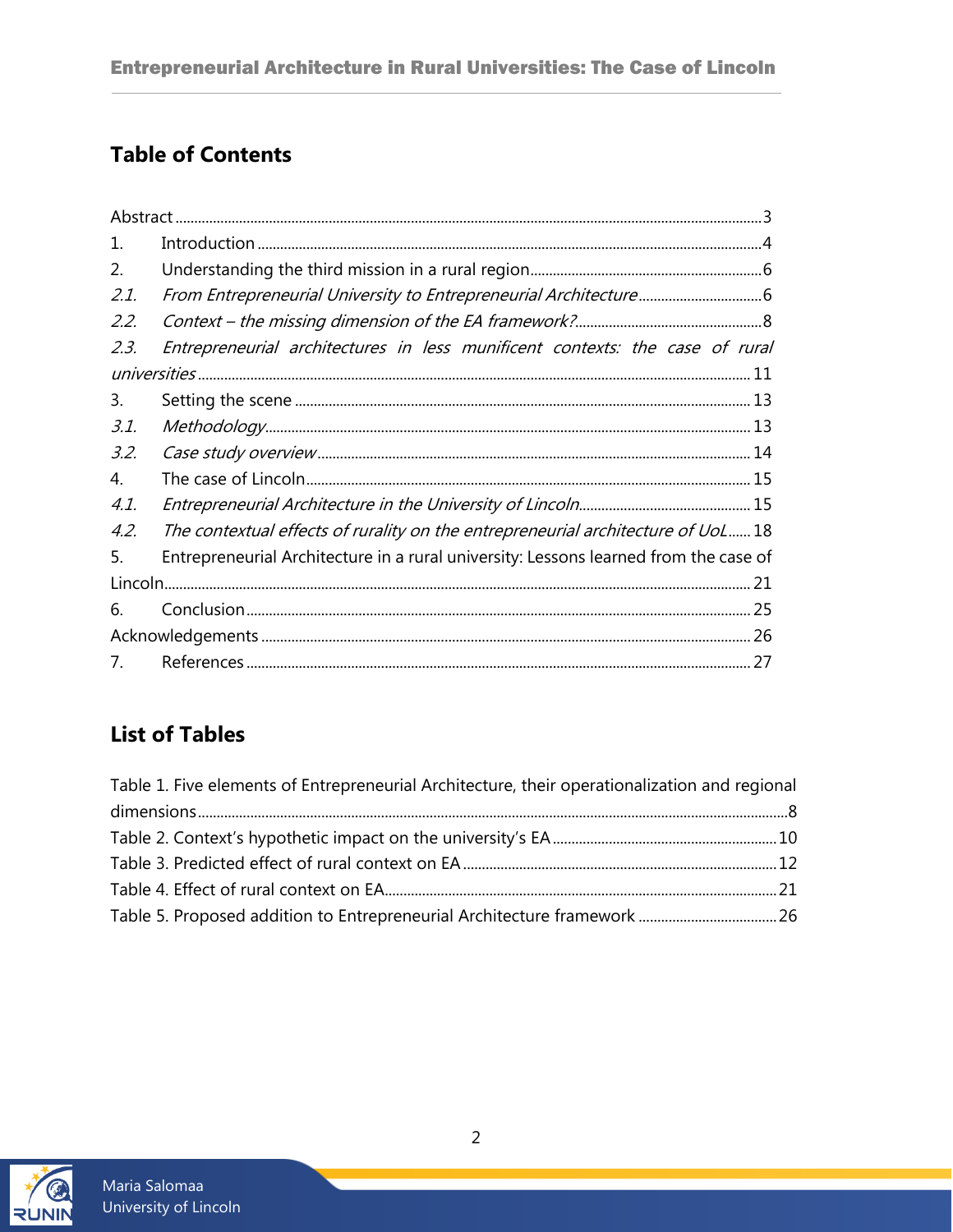## Table of Contents

Abstract .......... 3
1. Introduction .......... 4
2. Understanding the third mission in a rural region .......... 6
*2.1. From Entrepreneurial University to Entrepreneurial Architecture* .......... 6
*2.2. Context – the missing dimension of the EA framework?* .......... 8
*2.3. Entrepreneurial architectures in less munificent contexts: the case of rural universities* .......... 11
3. Setting the scene .......... 13
*3.1. Methodology* .......... 13
*3.2. Case study overview* .......... 14
4. The case of Lincoln .......... 15
*4.1. Entrepreneurial Architecture in the University of Lincoln* .......... 15
*4.2. The contextual effects of rurality on the entrepreneurial architecture of UoL* .......... 18
5. Entrepreneurial Architecture in a rural university: Lessons learned from the case of Lincoln .......... 21
6. Conclusion .......... 25
Acknowledgements .......... 26
7. References .......... 27

## List of Tables

Table 1. Five elements of Entrepreneurial Architecture, their operationalization and regional dimensions .......... 8
Table 2. Context's hypothetic impact on the university's EA .......... 10
Table 3. Predicted effect of rural context on EA .......... 12
Table 4. Effect of rural context on EA .......... 21
Table 5. Proposed addition to Entrepreneurial Architecture framework .......... 26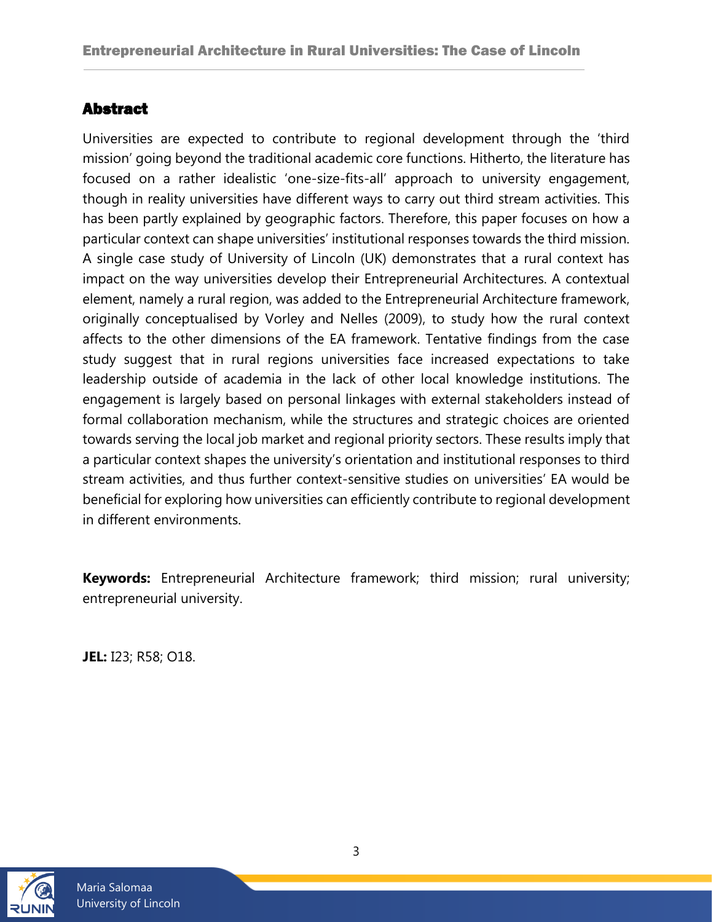## Abstract

Universities are expected to contribute to regional development through the 'third mission' going beyond the traditional academic core functions. Hitherto, the literature has focused on a rather idealistic 'one-size-fits-all' approach to university engagement, though in reality universities have different ways to carry out third stream activities. This has been partly explained by geographic factors. Therefore, this paper focuses on how a particular context can shape universities' institutional responses towards the third mission. A single case study of University of Lincoln (UK) demonstrates that a rural context has impact on the way universities develop their Entrepreneurial Architectures. A contextual element, namely a rural region, was added to the Entrepreneurial Architecture framework, originally conceptualised by Vorley and Nelles (2009), to study how the rural context affects to the other dimensions of the EA framework. Tentative findings from the case study suggest that in rural regions universities face increased expectations to take leadership outside of academia in the lack of other local knowledge institutions. The engagement is largely based on personal linkages with external stakeholders instead of formal collaboration mechanism, while the structures and strategic choices are oriented towards serving the local job market and regional priority sectors. These results imply that a particular context shapes the university's orientation and institutional responses to third stream activities, and thus further context-sensitive studies on universities' EA would be beneficial for exploring how universities can efficiently contribute to regional development in different environments.

**Keywords:** Entrepreneurial Architecture framework; third mission; rural university; entrepreneurial university.

**JEL:** I23; R58; O18.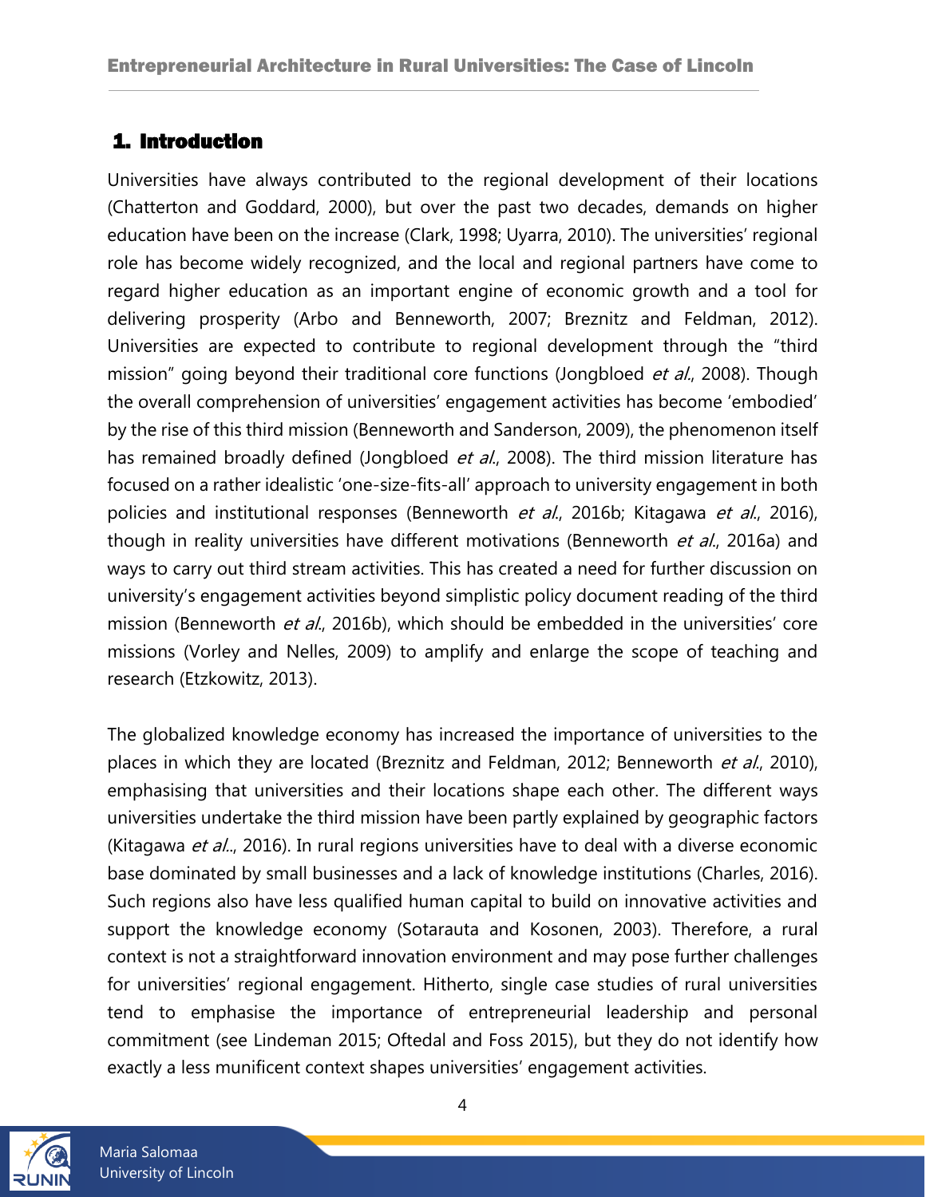## 1. Introduction

Universities have always contributed to the regional development of their locations (Chatterton and Goddard, 2000), but over the past two decades, demands on higher education have been on the increase (Clark, 1998; Uyarra, 2010). The universities' regional role has become widely recognized, and the local and regional partners have come to regard higher education as an important engine of economic growth and a tool for delivering prosperity (Arbo and Benneworth, 2007; Breznitz and Feldman, 2012). Universities are expected to contribute to regional development through the "third mission" going beyond their traditional core functions (Jongbloed *et al.*, 2008). Though the overall comprehension of universities' engagement activities has become 'embodied' by the rise of this third mission (Benneworth and Sanderson, 2009), the phenomenon itself has remained broadly defined (Jongbloed *et al.*, 2008). The third mission literature has focused on a rather idealistic 'one-size-fits-all' approach to university engagement in both policies and institutional responses (Benneworth *et al.*, 2016b; Kitagawa *et al.*, 2016), though in reality universities have different motivations (Benneworth *et al.*, 2016a) and ways to carry out third stream activities. This has created a need for further discussion on university's engagement activities beyond simplistic policy document reading of the third mission (Benneworth *et al.*, 2016b), which should be embedded in the universities' core missions (Vorley and Nelles, 2009) to amplify and enlarge the scope of teaching and research (Etzkowitz, 2013).

The globalized knowledge economy has increased the importance of universities to the places in which they are located (Breznitz and Feldman, 2012; Benneworth *et al.*, 2010), emphasising that universities and their locations shape each other. The different ways universities undertake the third mission have been partly explained by geographic factors (Kitagawa *et al.*., 2016). In rural regions universities have to deal with a diverse economic base dominated by small businesses and a lack of knowledge institutions (Charles, 2016). Such regions also have less qualified human capital to build on innovative activities and support the knowledge economy (Sotarauta and Kosonen, 2003). Therefore, a rural context is not a straightforward innovation environment and may pose further challenges for universities' regional engagement. Hitherto, single case studies of rural universities tend to emphasise the importance of entrepreneurial leadership and personal commitment (see Lindeman 2015; Oftedal and Foss 2015), but they do not identify how exactly a less munificent context shapes universities' engagement activities.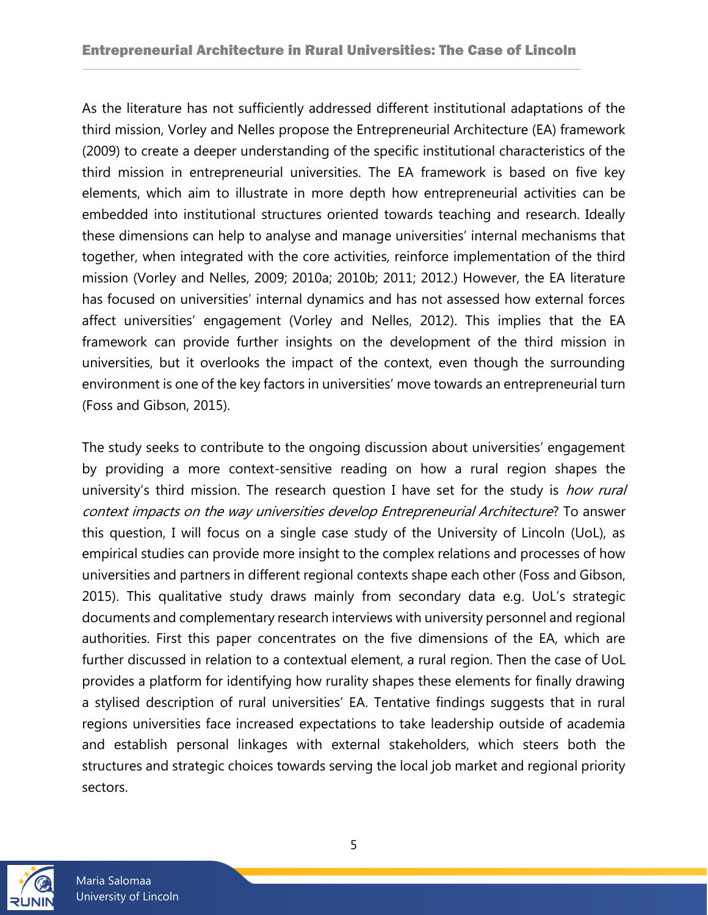As the literature has not sufficiently addressed different institutional adaptations of the third mission, Vorley and Nelles propose the Entrepreneurial Architecture (EA) framework (2009) to create a deeper understanding of the specific institutional characteristics of the third mission in entrepreneurial universities. The EA framework is based on five key elements, which aim to illustrate in more depth how entrepreneurial activities can be embedded into institutional structures oriented towards teaching and research. Ideally these dimensions can help to analyse and manage universities' internal mechanisms that together, when integrated with the core activities, reinforce implementation of the third mission (Vorley and Nelles, 2009; 2010a; 2010b; 2011; 2012.) However, the EA literature has focused on universities' internal dynamics and has not assessed how external forces affect universities' engagement (Vorley and Nelles, 2012). This implies that the EA framework can provide further insights on the development of the third mission in universities, but it overlooks the impact of the context, even though the surrounding environment is one of the key factors in universities' move towards an entrepreneurial turn (Foss and Gibson, 2015).

The study seeks to contribute to the ongoing discussion about universities' engagement by providing a more context-sensitive reading on how a rural region shapes the university's third mission. The research question I have set for the study is *how rural context impacts on the way universities develop Entrepreneurial Architecture*? To answer this question, I will focus on a single case study of the University of Lincoln (UoL), as empirical studies can provide more insight to the complex relations and processes of how universities and partners in different regional contexts shape each other (Foss and Gibson, 2015). This qualitative study draws mainly from secondary data e.g. UoL's strategic documents and complementary research interviews with university personnel and regional authorities. First this paper concentrates on the five dimensions of the EA, which are further discussed in relation to a contextual element, a rural region. Then the case of UoL provides a platform for identifying how rurality shapes these elements for finally drawing a stylised description of rural universities' EA. Tentative findings suggests that in rural regions universities face increased expectations to take leadership outside of academia and establish personal linkages with external stakeholders, which steers both the structures and strategic choices towards serving the local job market and regional priority sectors.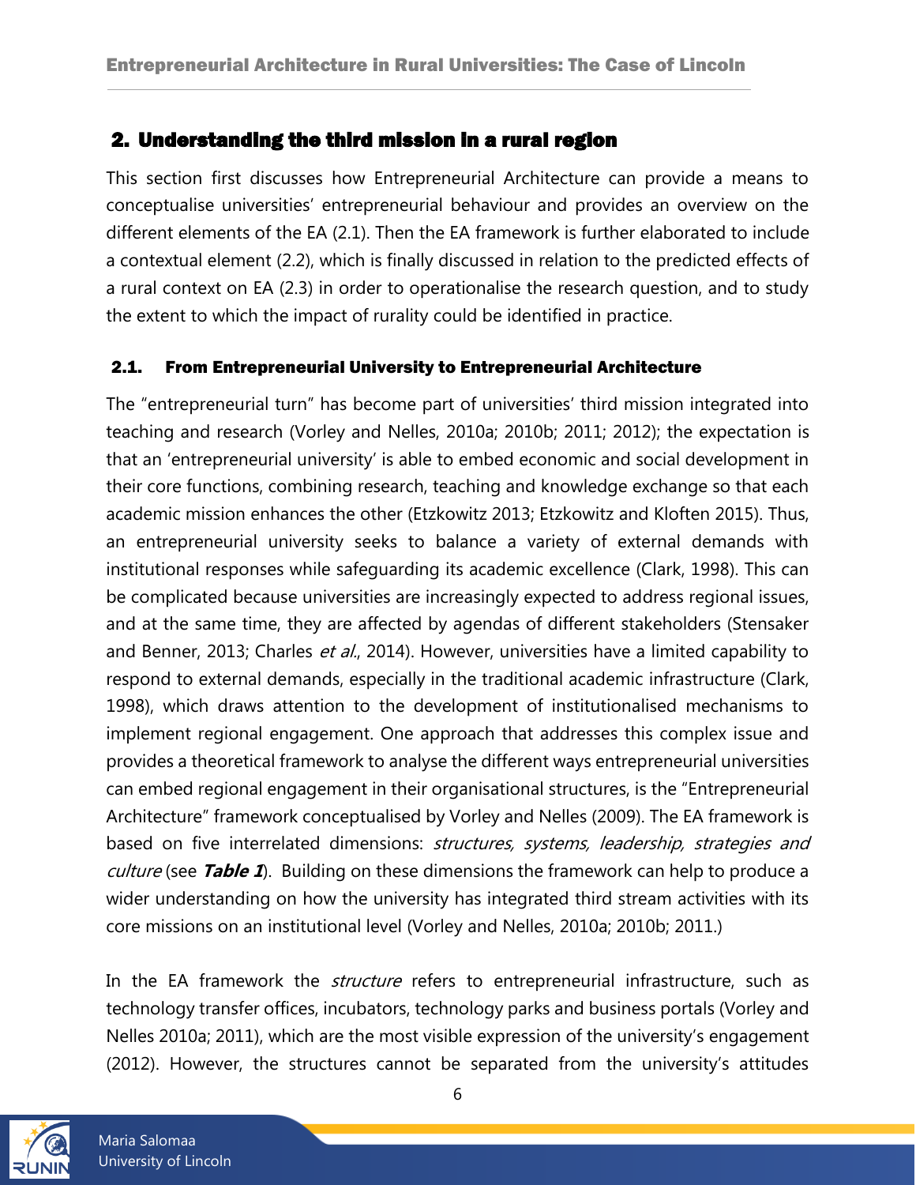## 2. Understanding the third mission in a rural region

This section first discusses how Entrepreneurial Architecture can provide a means to conceptualise universities' entrepreneurial behaviour and provides an overview on the different elements of the EA (2.1). Then the EA framework is further elaborated to include a contextual element (2.2), which is finally discussed in relation to the predicted effects of a rural context on EA (2.3) in order to operationalise the research question, and to study the extent to which the impact of rurality could be identified in practice.

### 2.1. From Entrepreneurial University to Entrepreneurial Architecture

The "entrepreneurial turn" has become part of universities' third mission integrated into teaching and research (Vorley and Nelles, 2010a; 2010b; 2011; 2012); the expectation is that an 'entrepreneurial university' is able to embed economic and social development in their core functions, combining research, teaching and knowledge exchange so that each academic mission enhances the other (Etzkowitz 2013; Etzkowitz and Kloften 2015). Thus, an entrepreneurial university seeks to balance a variety of external demands with institutional responses while safeguarding its academic excellence (Clark, 1998). This can be complicated because universities are increasingly expected to address regional issues, and at the same time, they are affected by agendas of different stakeholders (Stensaker and Benner, 2013; Charles *et al.*, 2014). However, universities have a limited capability to respond to external demands, especially in the traditional academic infrastructure (Clark, 1998), which draws attention to the development of institutionalised mechanisms to implement regional engagement. One approach that addresses this complex issue and provides a theoretical framework to analyse the different ways entrepreneurial universities can embed regional engagement in their organisational structures, is the "Entrepreneurial Architecture" framework conceptualised by Vorley and Nelles (2009). The EA framework is based on five interrelated dimensions: *structures, systems, leadership, strategies and culture* (see ***Table 1***). Building on these dimensions the framework can help to produce a wider understanding on how the university has integrated third stream activities with its core missions on an institutional level (Vorley and Nelles, 2010a; 2010b; 2011.)

In the EA framework the *structure* refers to entrepreneurial infrastructure, such as technology transfer offices, incubators, technology parks and business portals (Vorley and Nelles 2010a; 2011), which are the most visible expression of the university's engagement (2012). However, the structures cannot be separated from the university's attitudes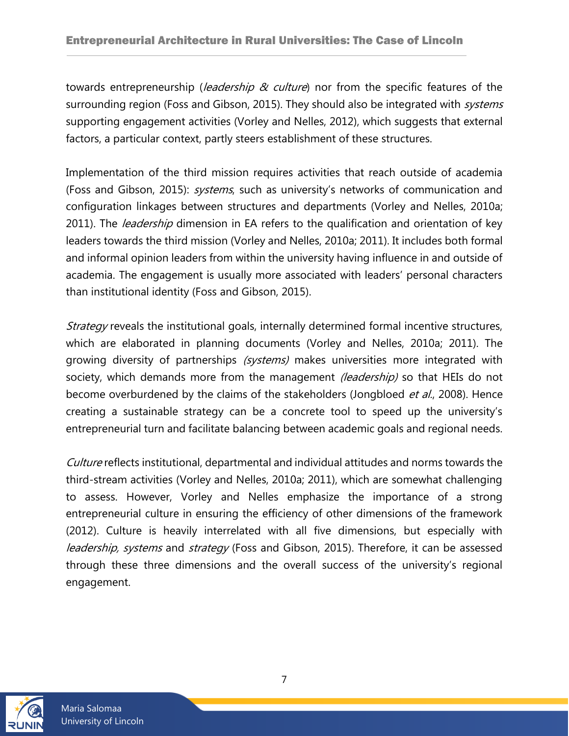towards entrepreneurship (*leadership & culture*) nor from the specific features of the surrounding region (Foss and Gibson, 2015). They should also be integrated with *systems* supporting engagement activities (Vorley and Nelles, 2012), which suggests that external factors, a particular context, partly steers establishment of these structures.

Implementation of the third mission requires activities that reach outside of academia (Foss and Gibson, 2015): *systems*, such as university's networks of communication and configuration linkages between structures and departments (Vorley and Nelles, 2010a; 2011). The *leadership* dimension in EA refers to the qualification and orientation of key leaders towards the third mission (Vorley and Nelles, 2010a; 2011). It includes both formal and informal opinion leaders from within the university having influence in and outside of academia. The engagement is usually more associated with leaders' personal characters than institutional identity (Foss and Gibson, 2015).

*Strategy* reveals the institutional goals, internally determined formal incentive structures, which are elaborated in planning documents (Vorley and Nelles, 2010a; 2011). The growing diversity of partnerships *(systems)* makes universities more integrated with society, which demands more from the management *(leadership)* so that HEIs do not become overburdened by the claims of the stakeholders (Jongbloed *et al.*, 2008). Hence creating a sustainable strategy can be a concrete tool to speed up the university's entrepreneurial turn and facilitate balancing between academic goals and regional needs.

*Culture* reflects institutional, departmental and individual attitudes and norms towards the third-stream activities (Vorley and Nelles, 2010a; 2011), which are somewhat challenging to assess. However, Vorley and Nelles emphasize the importance of a strong entrepreneurial culture in ensuring the efficiency of other dimensions of the framework (2012). Culture is heavily interrelated with all five dimensions, but especially with *leadership, systems* and *strategy* (Foss and Gibson, 2015). Therefore, it can be assessed through these three dimensions and the overall success of the university's regional engagement.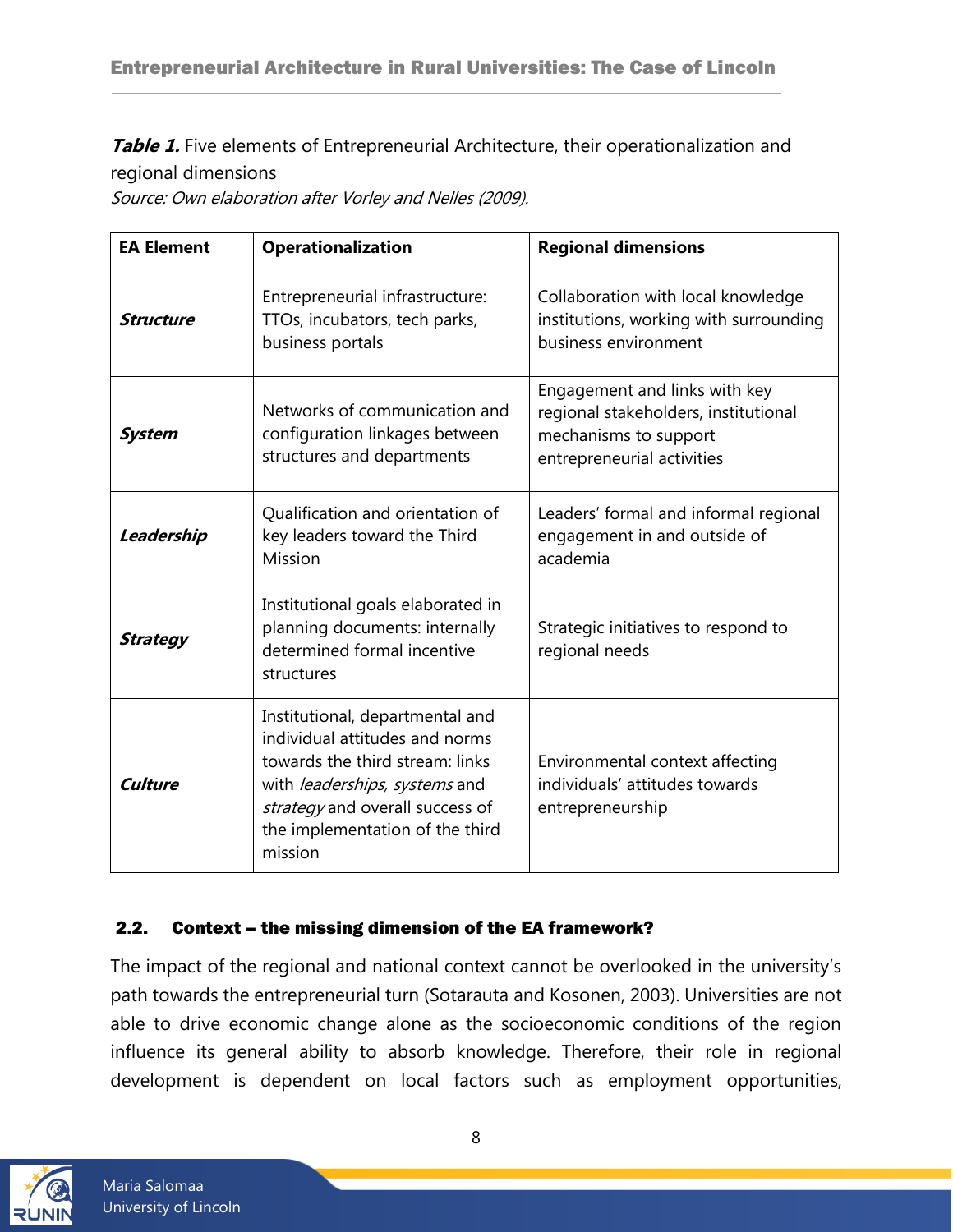***Table 1.*** Five elements of Entrepreneurial Architecture, their operationalization and regional dimensions

*Source: Own elaboration after Vorley and Nelles (2009).*

| EA Element | Operationalization | Regional dimensions |
|---|---|---|
| ***Structure*** | Entrepreneurial infrastructure: TTOs, incubators, tech parks, business portals | Collaboration with local knowledge institutions, working with surrounding business environment |
| ***System*** | Networks of communication and configuration linkages between structures and departments | Engagement and links with key regional stakeholders, institutional mechanisms to support entrepreneurial activities |
| ***Leadership*** | Qualification and orientation of key leaders toward the Third Mission | Leaders' formal and informal regional engagement in and outside of academia |
| ***Strategy*** | Institutional goals elaborated in planning documents: internally determined formal incentive structures | Strategic initiatives to respond to regional needs |
| ***Culture*** | Institutional, departmental and individual attitudes and norms towards the third stream: links with *leaderships, systems* and *strategy* and overall success of the implementation of the third mission | Environmental context affecting individuals' attitudes towards entrepreneurship |

### 2.2. Context – the missing dimension of the EA framework?

The impact of the regional and national context cannot be overlooked in the university's path towards the entrepreneurial turn (Sotarauta and Kosonen, 2003). Universities are not able to drive economic change alone as the socioeconomic conditions of the region influence its general ability to absorb knowledge. Therefore, their role in regional development is dependent on local factors such as employment opportunities,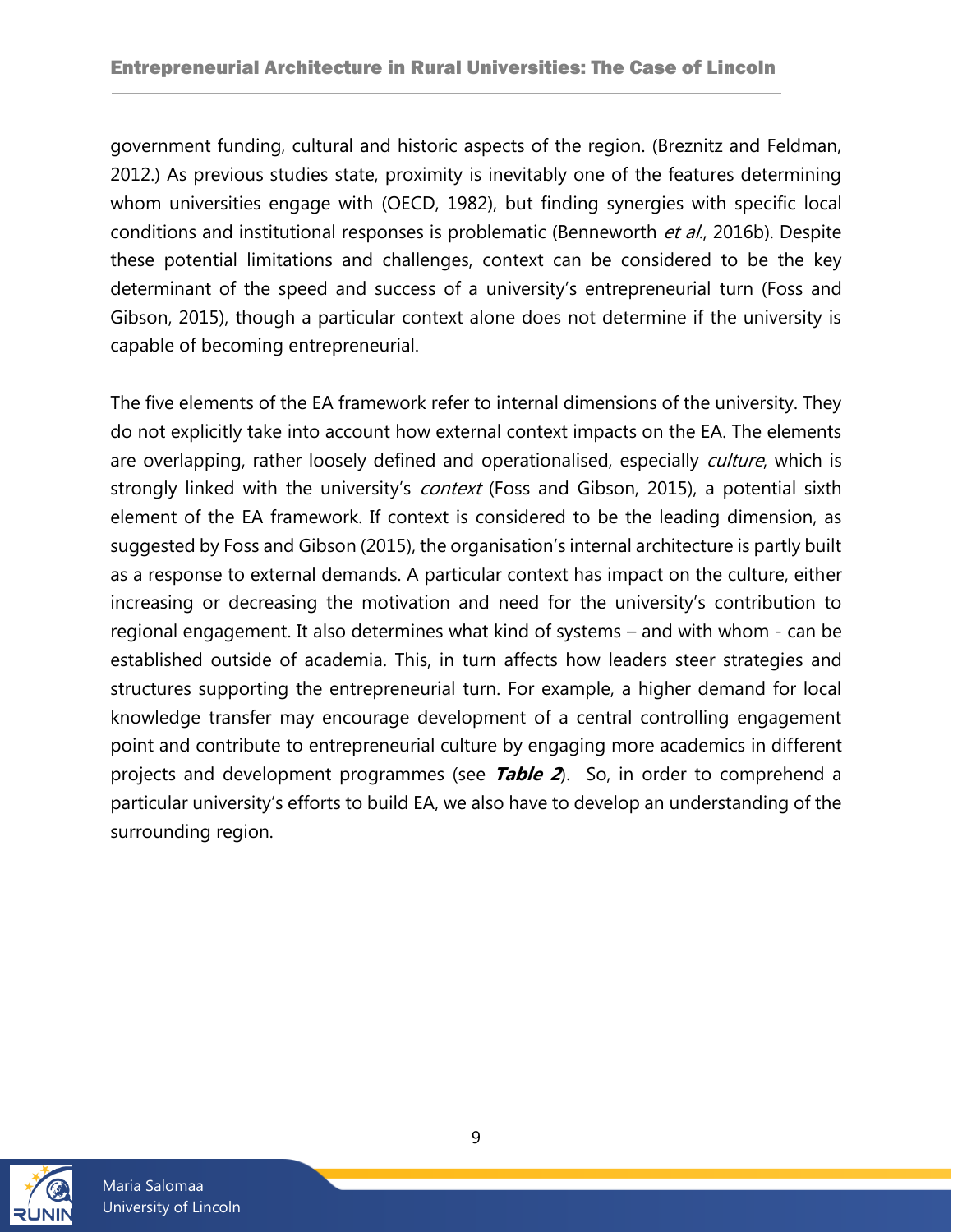government funding, cultural and historic aspects of the region. (Breznitz and Feldman, 2012.) As previous studies state, proximity is inevitably one of the features determining whom universities engage with (OECD, 1982), but finding synergies with specific local conditions and institutional responses is problematic (Benneworth *et al.*, 2016b). Despite these potential limitations and challenges, context can be considered to be the key determinant of the speed and success of a university's entrepreneurial turn (Foss and Gibson, 2015), though a particular context alone does not determine if the university is capable of becoming entrepreneurial.

The five elements of the EA framework refer to internal dimensions of the university. They do not explicitly take into account how external context impacts on the EA. The elements are overlapping, rather loosely defined and operationalised, especially *culture*, which is strongly linked with the university's *context* (Foss and Gibson, 2015), a potential sixth element of the EA framework. If context is considered to be the leading dimension, as suggested by Foss and Gibson (2015), the organisation's internal architecture is partly built as a response to external demands. A particular context has impact on the culture, either increasing or decreasing the motivation and need for the university's contribution to regional engagement. It also determines what kind of systems – and with whom - can be established outside of academia. This, in turn affects how leaders steer strategies and structures supporting the entrepreneurial turn. For example, a higher demand for local knowledge transfer may encourage development of a central controlling engagement point and contribute to entrepreneurial culture by engaging more academics in different projects and development programmes (see ***Table 2***). So, in order to comprehend a particular university's efforts to build EA, we also have to develop an understanding of the surrounding region.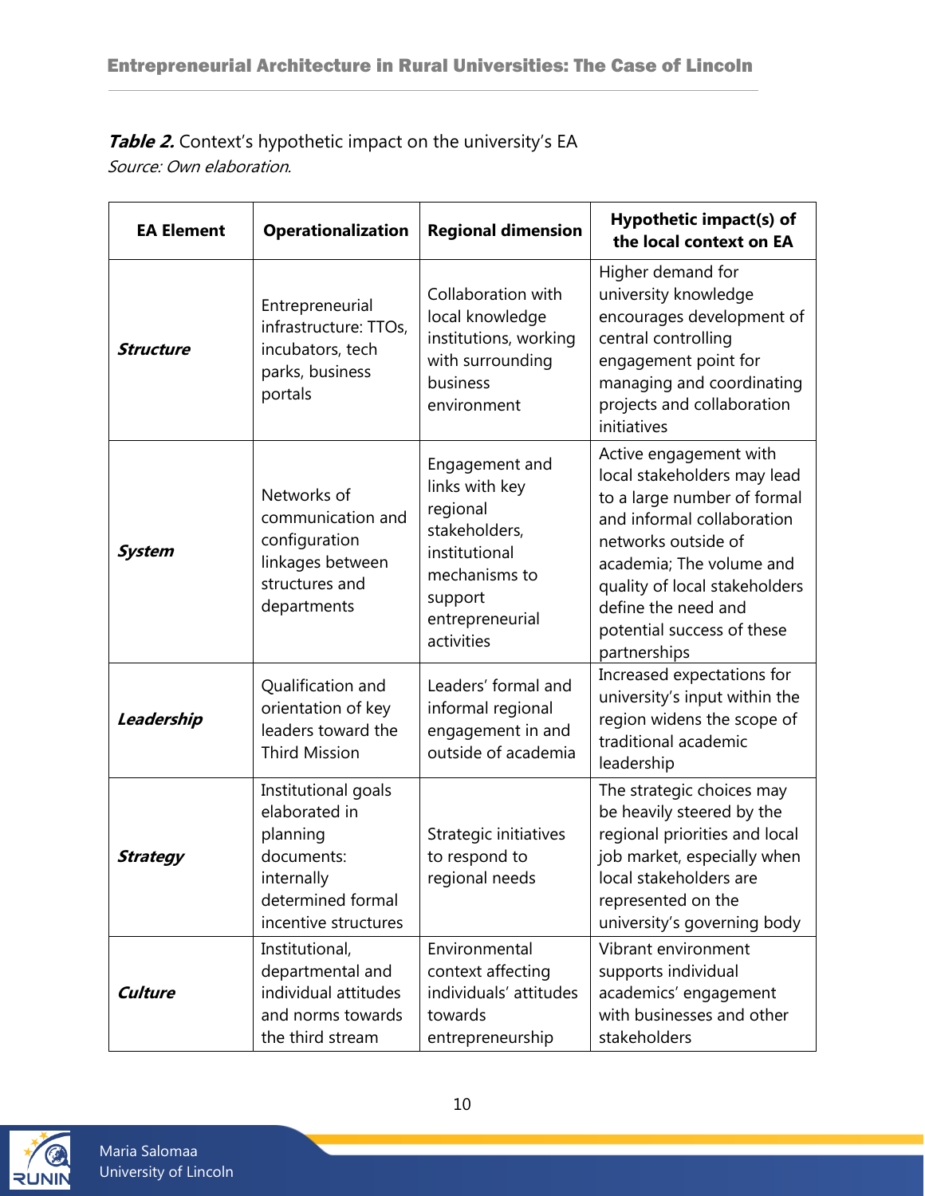***Table 2.*** Context's hypothetic impact on the university's EA
*Source: Own elaboration.*

| EA Element | Operationalization | Regional dimension | Hypothetic impact(s) of the local context on EA |
|---|---|---|---|
| ***Structure*** | Entrepreneurial infrastructure: TTOs, incubators, tech parks, business portals | Collaboration with local knowledge institutions, working with surrounding business environment | Higher demand for university knowledge encourages development of central controlling engagement point for managing and coordinating projects and collaboration initiatives |
| ***System*** | Networks of communication and configuration linkages between structures and departments | Engagement and links with key regional stakeholders, institutional mechanisms to support entrepreneurial activities | Active engagement with local stakeholders may lead to a large number of formal and informal collaboration networks outside of academia; The volume and quality of local stakeholders define the need and potential success of these partnerships |
| ***Leadership*** | Qualification and orientation of key leaders toward the Third Mission | Leaders' formal and informal regional engagement in and outside of academia | Increased expectations for university's input within the region widens the scope of traditional academic leadership |
| ***Strategy*** | Institutional goals elaborated in planning documents: internally determined formal incentive structures | Strategic initiatives to respond to regional needs | The strategic choices may be heavily steered by the regional priorities and local job market, especially when local stakeholders are represented on the university's governing body |
| ***Culture*** | Institutional, departmental and individual attitudes and norms towards the third stream | Environmental context affecting individuals' attitudes towards entrepreneurship | Vibrant environment supports individual academics' engagement with businesses and other stakeholders |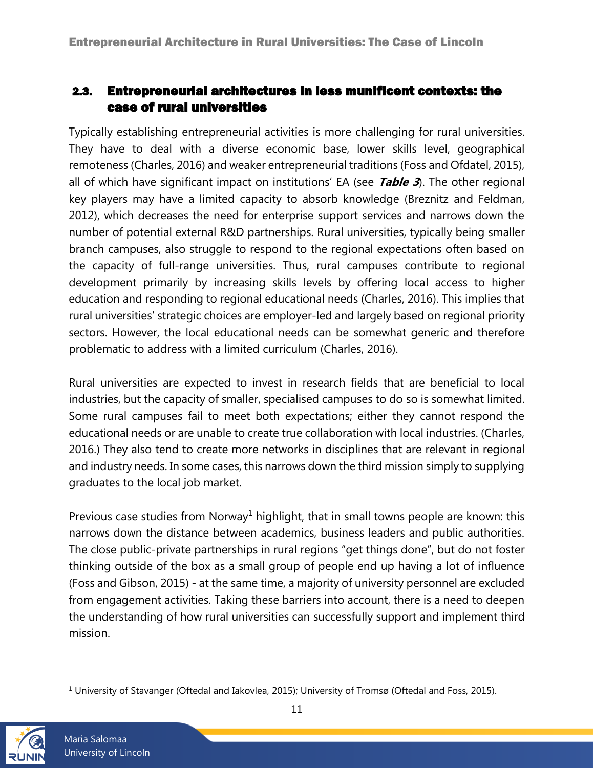### 2.3. Entrepreneurial architectures in less munificent contexts: the case of rural universities

Typically establishing entrepreneurial activities is more challenging for rural universities. They have to deal with a diverse economic base, lower skills level, geographical remoteness (Charles, 2016) and weaker entrepreneurial traditions (Foss and Ofdatel, 2015), all of which have significant impact on institutions' EA (see ***Table 3***). The other regional key players may have a limited capacity to absorb knowledge (Breznitz and Feldman, 2012), which decreases the need for enterprise support services and narrows down the number of potential external R&D partnerships. Rural universities, typically being smaller branch campuses, also struggle to respond to the regional expectations often based on the capacity of full-range universities. Thus, rural campuses contribute to regional development primarily by increasing skills levels by offering local access to higher education and responding to regional educational needs (Charles, 2016). This implies that rural universities' strategic choices are employer-led and largely based on regional priority sectors. However, the local educational needs can be somewhat generic and therefore problematic to address with a limited curriculum (Charles, 2016).

Rural universities are expected to invest in research fields that are beneficial to local industries, but the capacity of smaller, specialised campuses to do so is somewhat limited. Some rural campuses fail to meet both expectations; either they cannot respond the educational needs or are unable to create true collaboration with local industries. (Charles, 2016.) They also tend to create more networks in disciplines that are relevant in regional and industry needs. In some cases, this narrows down the third mission simply to supplying graduates to the local job market.

Previous case studies from Norway[1] highlight, that in small towns people are known: this narrows down the distance between academics, business leaders and public authorities. The close public-private partnerships in rural regions "get things done", but do not foster thinking outside of the box as a small group of people end up having a lot of influence (Foss and Gibson, 2015) - at the same time, a majority of university personnel are excluded from engagement activities. Taking these barriers into account, there is a need to deepen the understanding of how rural universities can successfully support and implement third mission.

[1] University of Stavanger (Oftedal and Iakovlea, 2015); University of Tromsø (Oftedal and Foss, 2015).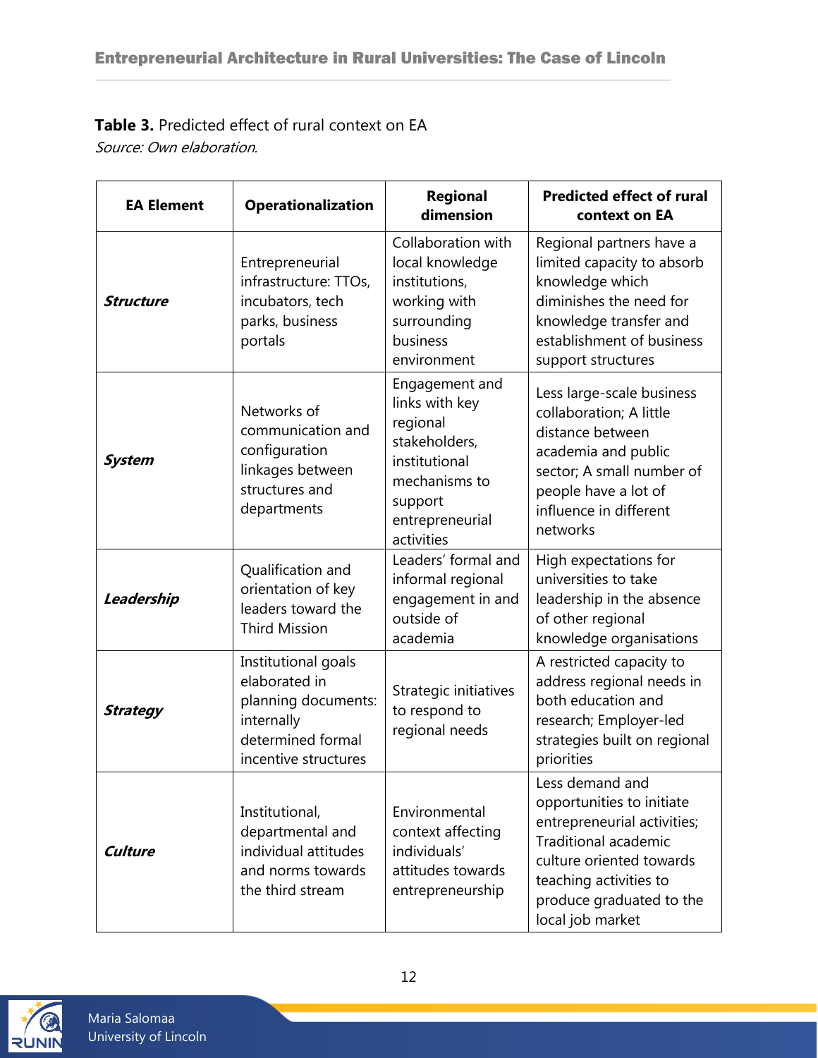**Table 3.** Predicted effect of rural context on EA

*Source: Own elaboration.*

| EA Element | Operationalization | Regional dimension | Predicted effect of rural context on EA |
|---|---|---|---|
| ***Structure*** | Entrepreneurial infrastructure: TTOs, incubators, tech parks, business portals | Collaboration with local knowledge institutions, working with surrounding business environment | Regional partners have a limited capacity to absorb knowledge which diminishes the need for knowledge transfer and establishment of business support structures |
| ***System*** | Networks of communication and configuration linkages between structures and departments | Engagement and links with key regional stakeholders, institutional mechanisms to support entrepreneurial activities | Less large-scale business collaboration; A little distance between academia and public sector; A small number of people have a lot of influence in different networks |
| ***Leadership*** | Qualification and orientation of key leaders toward the Third Mission | Leaders' formal and informal regional engagement in and outside of academia | High expectations for universities to take leadership in the absence of other regional knowledge organisations |
| ***Strategy*** | Institutional goals elaborated in planning documents: internally determined formal incentive structures | Strategic initiatives to respond to regional needs | A restricted capacity to address regional needs in both education and research; Employer-led strategies built on regional priorities |
| ***Culture*** | Institutional, departmental and individual attitudes and norms towards the third stream | Environmental context affecting individuals' attitudes towards entrepreneurship | Less demand and opportunities to initiate entrepreneurial activities; Traditional academic culture oriented towards teaching activities to produce graduated to the local job market |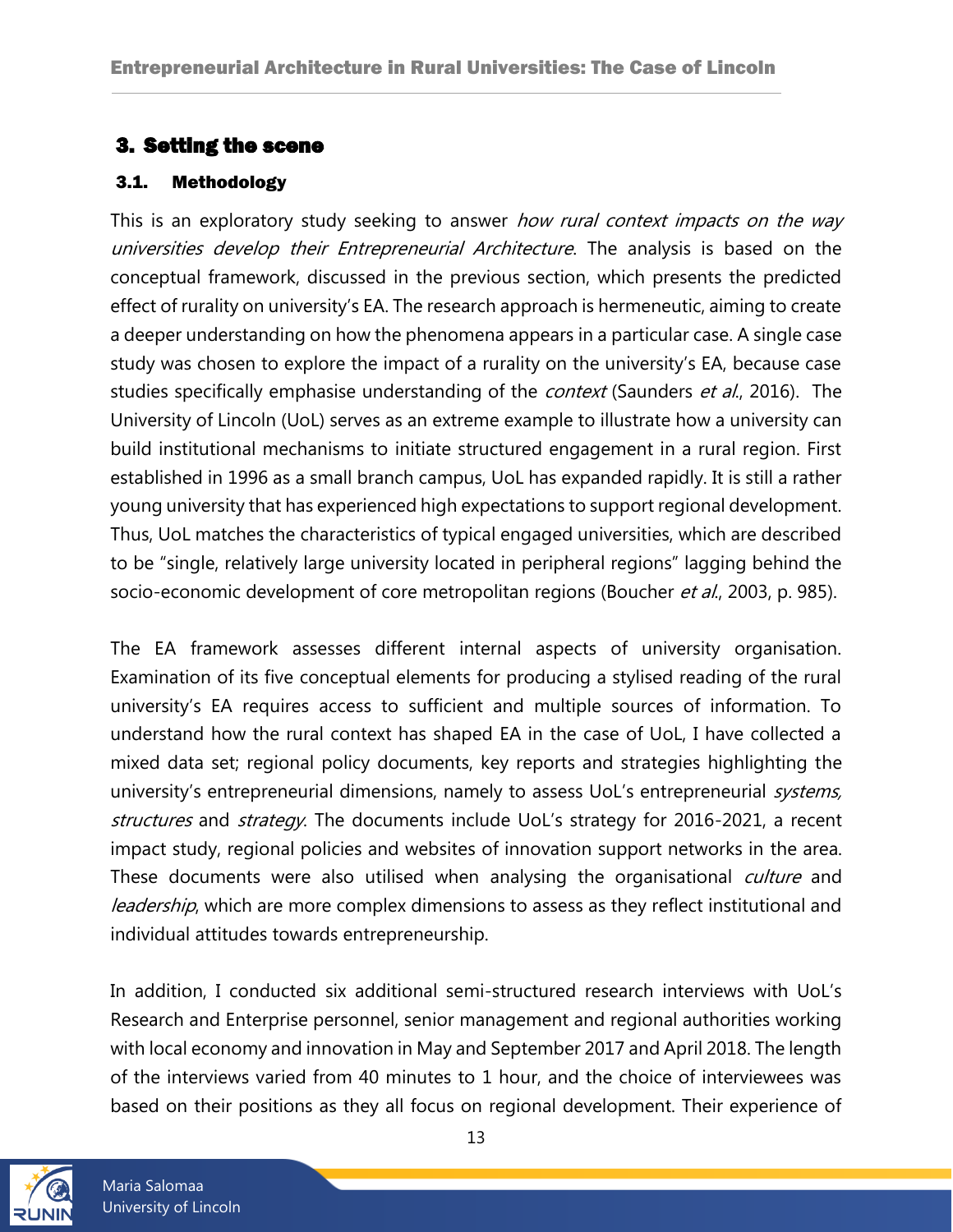## 3. Setting the scene

### 3.1. Methodology

This is an exploratory study seeking to answer *how rural context impacts on the way universities develop their Entrepreneurial Architecture*. The analysis is based on the conceptual framework, discussed in the previous section, which presents the predicted effect of rurality on university's EA. The research approach is hermeneutic, aiming to create a deeper understanding on how the phenomena appears in a particular case. A single case study was chosen to explore the impact of a rurality on the university's EA, because case studies specifically emphasise understanding of the *context* (Saunders *et al.*, 2016). The University of Lincoln (UoL) serves as an extreme example to illustrate how a university can build institutional mechanisms to initiate structured engagement in a rural region. First established in 1996 as a small branch campus, UoL has expanded rapidly. It is still a rather young university that has experienced high expectations to support regional development. Thus, UoL matches the characteristics of typical engaged universities, which are described to be "single, relatively large university located in peripheral regions" lagging behind the socio-economic development of core metropolitan regions (Boucher *et al.*, 2003, p. 985).

The EA framework assesses different internal aspects of university organisation. Examination of its five conceptual elements for producing a stylised reading of the rural university's EA requires access to sufficient and multiple sources of information. To understand how the rural context has shaped EA in the case of UoL, I have collected a mixed data set; regional policy documents, key reports and strategies highlighting the university's entrepreneurial dimensions, namely to assess UoL's entrepreneurial *systems, structures* and *strategy*. The documents include UoL's strategy for 2016-2021, a recent impact study, regional policies and websites of innovation support networks in the area. These documents were also utilised when analysing the organisational *culture* and *leadership*, which are more complex dimensions to assess as they reflect institutional and individual attitudes towards entrepreneurship.

In addition, I conducted six additional semi-structured research interviews with UoL's Research and Enterprise personnel, senior management and regional authorities working with local economy and innovation in May and September 2017 and April 2018. The length of the interviews varied from 40 minutes to 1 hour, and the choice of interviewees was based on their positions as they all focus on regional development. Their experience of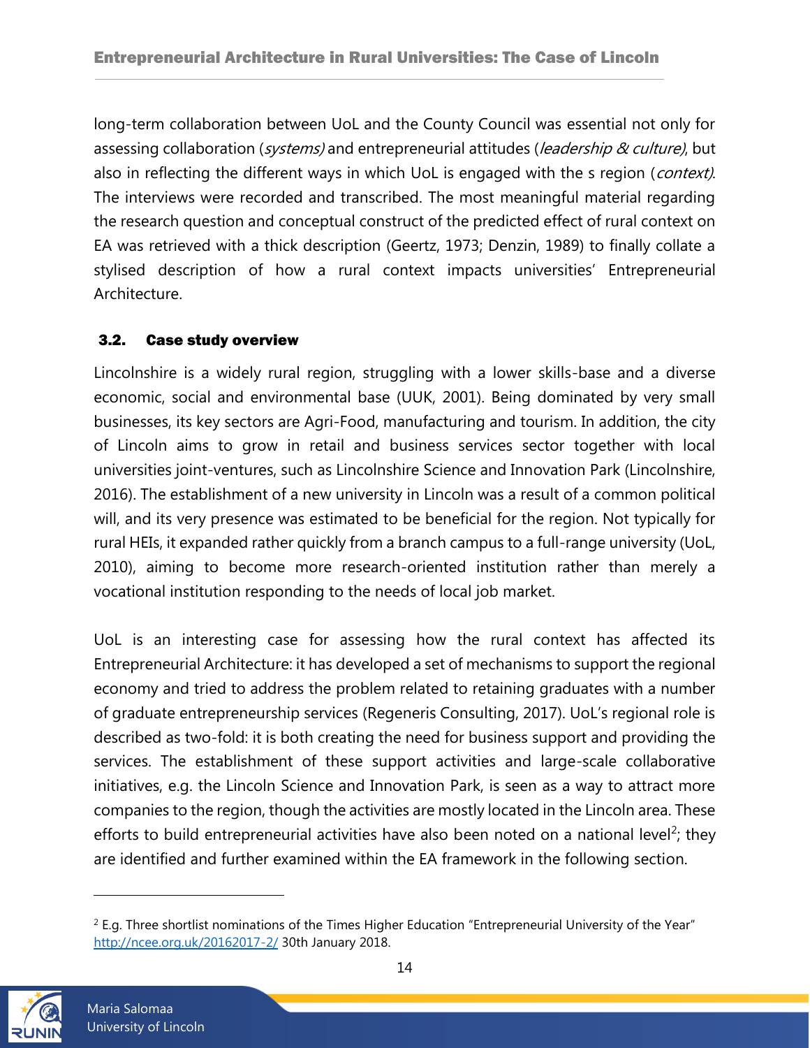long-term collaboration between UoL and the County Council was essential not only for assessing collaboration (*systems)* and entrepreneurial attitudes (*leadership & culture)*, but also in reflecting the different ways in which UoL is engaged with the s region (*context)*. The interviews were recorded and transcribed. The most meaningful material regarding the research question and conceptual construct of the predicted effect of rural context on EA was retrieved with a thick description (Geertz, 1973; Denzin, 1989) to finally collate a stylised description of how a rural context impacts universities' Entrepreneurial Architecture.

### 3.2. Case study overview

Lincolnshire is a widely rural region, struggling with a lower skills-base and a diverse economic, social and environmental base (UUK, 2001). Being dominated by very small businesses, its key sectors are Agri-Food, manufacturing and tourism. In addition, the city of Lincoln aims to grow in retail and business services sector together with local universities joint-ventures, such as Lincolnshire Science and Innovation Park (Lincolnshire, 2016). The establishment of a new university in Lincoln was a result of a common political will, and its very presence was estimated to be beneficial for the region. Not typically for rural HEIs, it expanded rather quickly from a branch campus to a full-range university (UoL, 2010), aiming to become more research-oriented institution rather than merely a vocational institution responding to the needs of local job market.

UoL is an interesting case for assessing how the rural context has affected its Entrepreneurial Architecture: it has developed a set of mechanisms to support the regional economy and tried to address the problem related to retaining graduates with a number of graduate entrepreneurship services (Regeneris Consulting, 2017). UoL's regional role is described as two-fold: it is both creating the need for business support and providing the services. The establishment of these support activities and large-scale collaborative initiatives, e.g. the Lincoln Science and Innovation Park, is seen as a way to attract more companies to the region, though the activities are mostly located in the Lincoln area. These efforts to build entrepreneurial activities have also been noted on a national level[2]; they are identified and further examined within the EA framework in the following section.

---

[2] E.g. Three shortlist nominations of the Times Higher Education "Entrepreneurial University of the Year" http://ncee.org.uk/20162017-2/ 30th January 2018.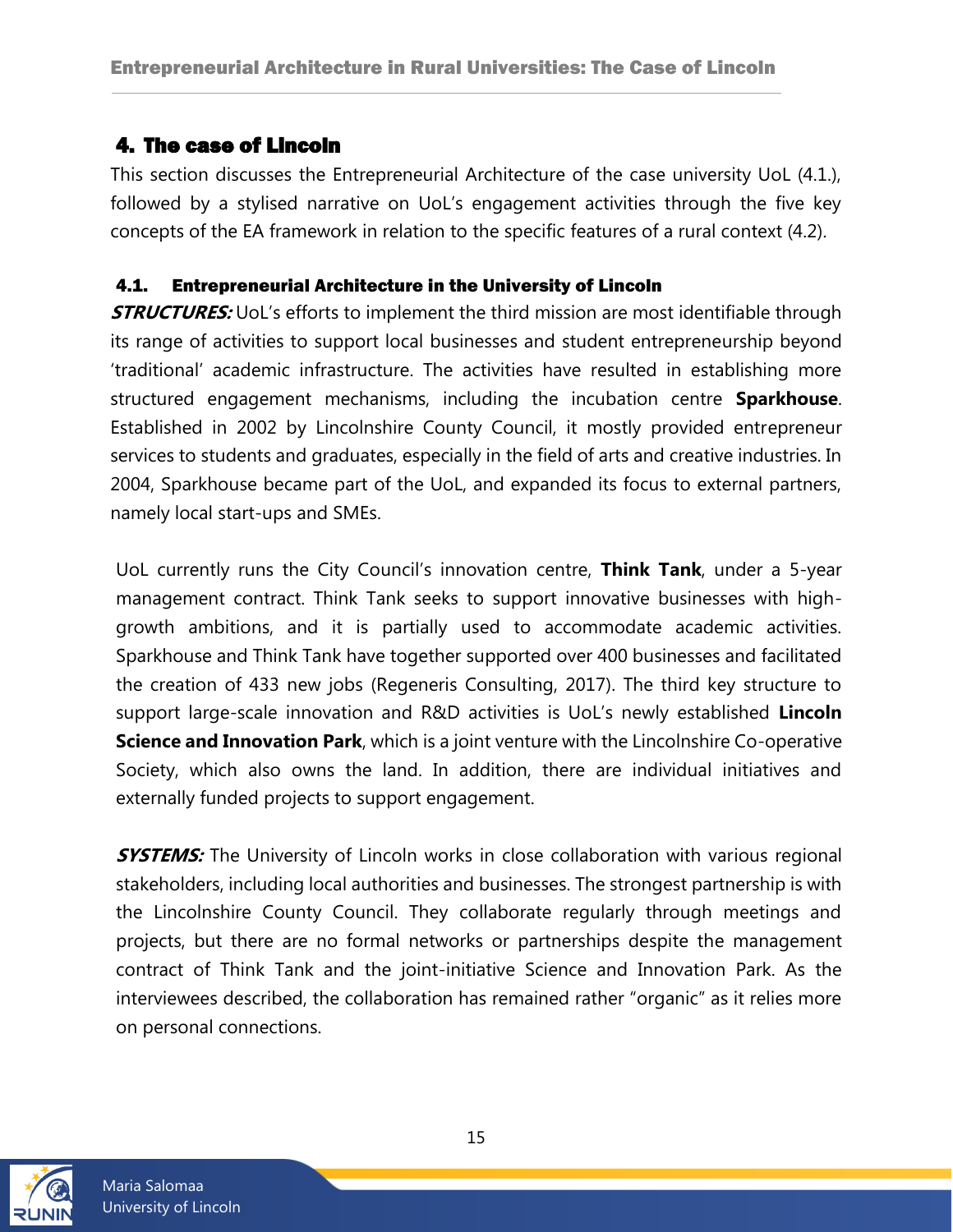## 4. The case of Lincoln

This section discusses the Entrepreneurial Architecture of the case university UoL (4.1.), followed by a stylised narrative on UoL's engagement activities through the five key concepts of the EA framework in relation to the specific features of a rural context (4.2).

### 4.1. Entrepreneurial Architecture in the University of Lincoln

***STRUCTURES:*** UoL's efforts to implement the third mission are most identifiable through its range of activities to support local businesses and student entrepreneurship beyond 'traditional' academic infrastructure. The activities have resulted in establishing more structured engagement mechanisms, including the incubation centre **Sparkhouse**. Established in 2002 by Lincolnshire County Council, it mostly provided entrepreneur services to students and graduates, especially in the field of arts and creative industries. In 2004, Sparkhouse became part of the UoL, and expanded its focus to external partners, namely local start-ups and SMEs.

UoL currently runs the City Council's innovation centre, **Think Tank**, under a 5-year management contract. Think Tank seeks to support innovative businesses with high-growth ambitions, and it is partially used to accommodate academic activities. Sparkhouse and Think Tank have together supported over 400 businesses and facilitated the creation of 433 new jobs (Regeneris Consulting, 2017). The third key structure to support large-scale innovation and R&D activities is UoL's newly established **Lincoln Science and Innovation Park**, which is a joint venture with the Lincolnshire Co-operative Society, which also owns the land. In addition, there are individual initiatives and externally funded projects to support engagement.

***SYSTEMS:*** The University of Lincoln works in close collaboration with various regional stakeholders, including local authorities and businesses. The strongest partnership is with the Lincolnshire County Council. They collaborate regularly through meetings and projects, but there are no formal networks or partnerships despite the management contract of Think Tank and the joint-initiative Science and Innovation Park. As the interviewees described, the collaboration has remained rather "organic" as it relies more on personal connections.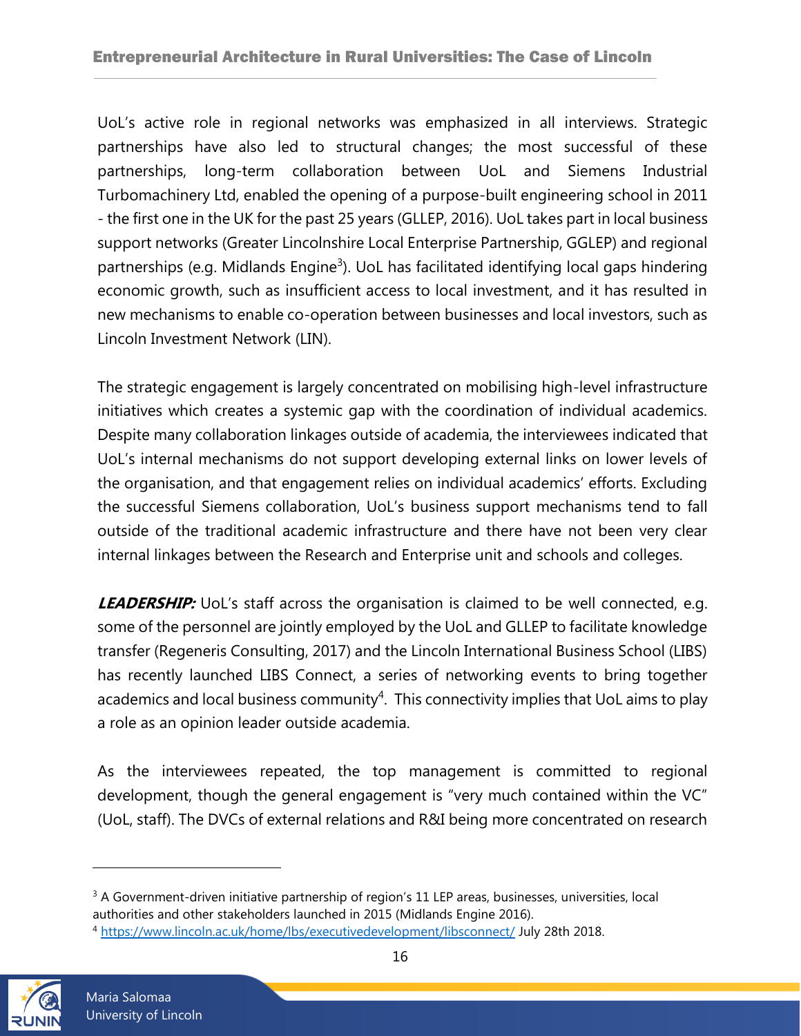UoL's active role in regional networks was emphasized in all interviews. Strategic partnerships have also led to structural changes; the most successful of these partnerships, long-term collaboration between UoL and Siemens Industrial Turbomachinery Ltd, enabled the opening of a purpose-built engineering school in 2011 - the first one in the UK for the past 25 years (GLLEP, 2016). UoL takes part in local business support networks (Greater Lincolnshire Local Enterprise Partnership, GGLEP) and regional partnerships (e.g. Midlands Engine[3]). UoL has facilitated identifying local gaps hindering economic growth, such as insufficient access to local investment, and it has resulted in new mechanisms to enable co-operation between businesses and local investors, such as Lincoln Investment Network (LIN).

The strategic engagement is largely concentrated on mobilising high-level infrastructure initiatives which creates a systemic gap with the coordination of individual academics. Despite many collaboration linkages outside of academia, the interviewees indicated that UoL's internal mechanisms do not support developing external links on lower levels of the organisation, and that engagement relies on individual academics' efforts. Excluding the successful Siemens collaboration, UoL's business support mechanisms tend to fall outside of the traditional academic infrastructure and there have not been very clear internal linkages between the Research and Enterprise unit and schools and colleges.

***LEADERSHIP:*** UoL's staff across the organisation is claimed to be well connected, e.g. some of the personnel are jointly employed by the UoL and GLLEP to facilitate knowledge transfer (Regeneris Consulting, 2017) and the Lincoln International Business School (LIBS) has recently launched LIBS Connect, a series of networking events to bring together academics and local business community[4]. This connectivity implies that UoL aims to play a role as an opinion leader outside academia.

As the interviewees repeated, the top management is committed to regional development, though the general engagement is "very much contained within the VC" (UoL, staff). The DVCs of external relations and R&I being more concentrated on research

[3] A Government-driven initiative partnership of region's 11 LEP areas, businesses, universities, local authorities and other stakeholders launched in 2015 (Midlands Engine 2016).

[4] https://www.lincoln.ac.uk/home/lbs/executivedevelopment/libsconnect/ July 28th 2018.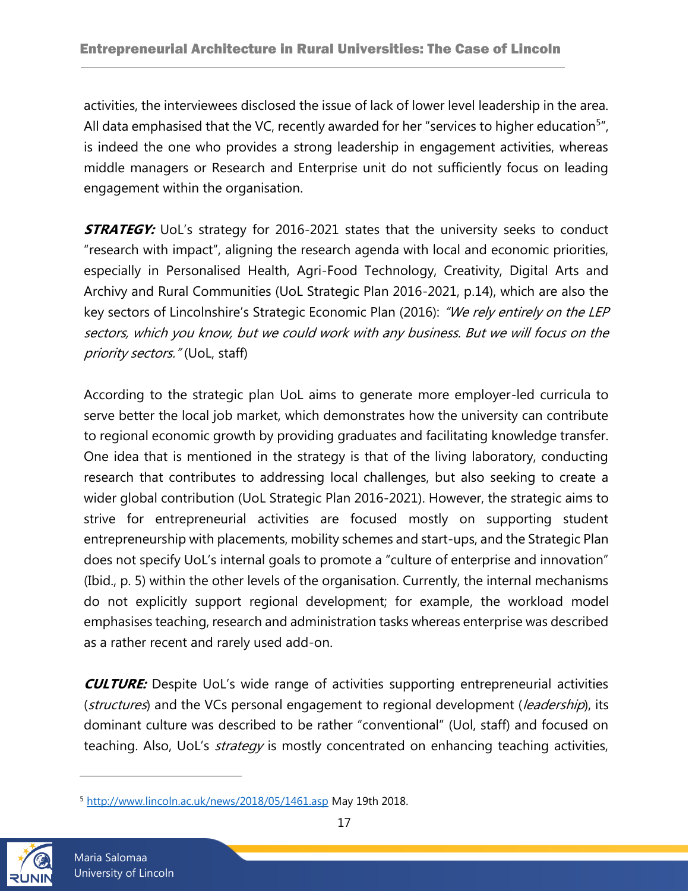activities, the interviewees disclosed the issue of lack of lower level leadership in the area. All data emphasised that the VC, recently awarded for her "services to higher education[5]", is indeed the one who provides a strong leadership in engagement activities, whereas middle managers or Research and Enterprise unit do not sufficiently focus on leading engagement within the organisation.

***STRATEGY:*** UoL's strategy for 2016-2021 states that the university seeks to conduct "research with impact", aligning the research agenda with local and economic priorities, especially in Personalised Health, Agri-Food Technology, Creativity, Digital Arts and Archivy and Rural Communities (UoL Strategic Plan 2016-2021, p.14), which are also the key sectors of Lincolnshire's Strategic Economic Plan (2016): *"We rely entirely on the LEP sectors, which you know, but we could work with any business. But we will focus on the priority sectors."* (UoL, staff)

According to the strategic plan UoL aims to generate more employer-led curricula to serve better the local job market, which demonstrates how the university can contribute to regional economic growth by providing graduates and facilitating knowledge transfer. One idea that is mentioned in the strategy is that of the living laboratory, conducting research that contributes to addressing local challenges, but also seeking to create a wider global contribution (UoL Strategic Plan 2016-2021). However, the strategic aims to strive for entrepreneurial activities are focused mostly on supporting student entrepreneurship with placements, mobility schemes and start-ups, and the Strategic Plan does not specify UoL's internal goals to promote a "culture of enterprise and innovation" (Ibid., p. 5) within the other levels of the organisation. Currently, the internal mechanisms do not explicitly support regional development; for example, the workload model emphasises teaching, research and administration tasks whereas enterprise was described as a rather recent and rarely used add-on.

***CULTURE:*** Despite UoL's wide range of activities supporting entrepreneurial activities (*structures*) and the VCs personal engagement to regional development (*leadership*), its dominant culture was described to be rather "conventional" (Uol, staff) and focused on teaching. Also, UoL's *strategy* is mostly concentrated on enhancing teaching activities,

---

[5] http://www.lincoln.ac.uk/news/2018/05/1461.asp May 19th 2018.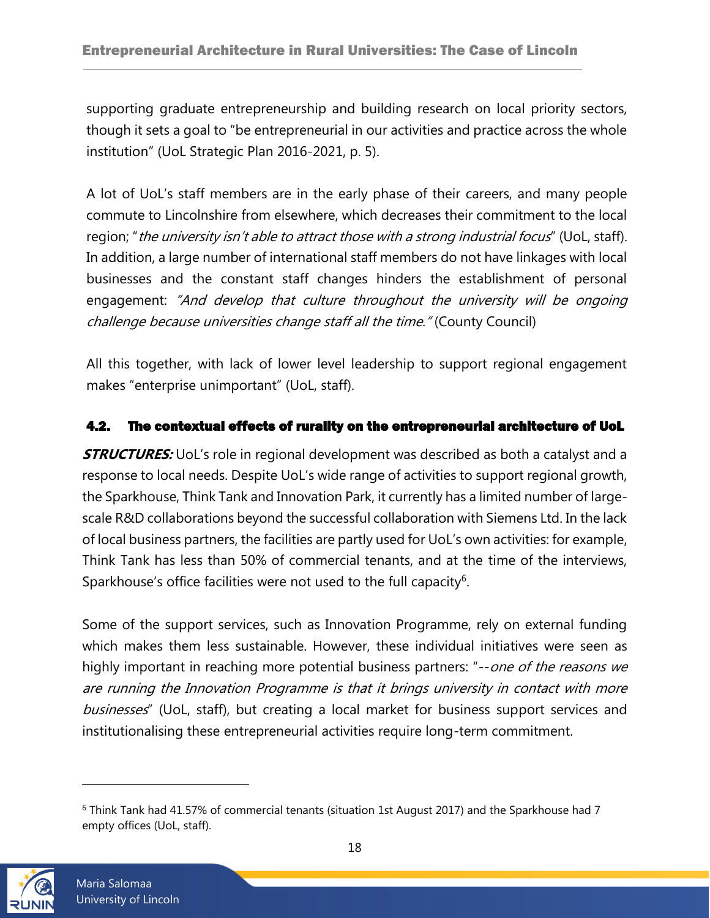supporting graduate entrepreneurship and building research on local priority sectors, though it sets a goal to "be entrepreneurial in our activities and practice across the whole institution" (UoL Strategic Plan 2016-2021, p. 5).

A lot of UoL's staff members are in the early phase of their careers, and many people commute to Lincolnshire from elsewhere, which decreases their commitment to the local region; "*the university isn't able to attract those with a strong industrial focus*" (UoL, staff). In addition, a large number of international staff members do not have linkages with local businesses and the constant staff changes hinders the establishment of personal engagement: *"And develop that culture throughout the university will be ongoing challenge because universities change staff all the time."* (County Council)

All this together, with lack of lower level leadership to support regional engagement makes "enterprise unimportant" (UoL, staff).

### 4.2. The contextual effects of rurality on the entrepreneurial architecture of UoL

***STRUCTURES:*** UoL's role in regional development was described as both a catalyst and a response to local needs. Despite UoL's wide range of activities to support regional growth, the Sparkhouse, Think Tank and Innovation Park, it currently has a limited number of large-scale R&D collaborations beyond the successful collaboration with Siemens Ltd. In the lack of local business partners, the facilities are partly used for UoL's own activities: for example, Think Tank has less than 50% of commercial tenants, and at the time of the interviews, Sparkhouse's office facilities were not used to the full capacity[6].

Some of the support services, such as Innovation Programme, rely on external funding which makes them less sustainable. However, these individual initiatives were seen as highly important in reaching more potential business partners: "--*one of the reasons we are running the Innovation Programme is that it brings university in contact with more businesses*" (UoL, staff), but creating a local market for business support services and institutionalising these entrepreneurial activities require long-term commitment.

---

[6] Think Tank had 41.57% of commercial tenants (situation 1st August 2017) and the Sparkhouse had 7 empty offices (UoL, staff).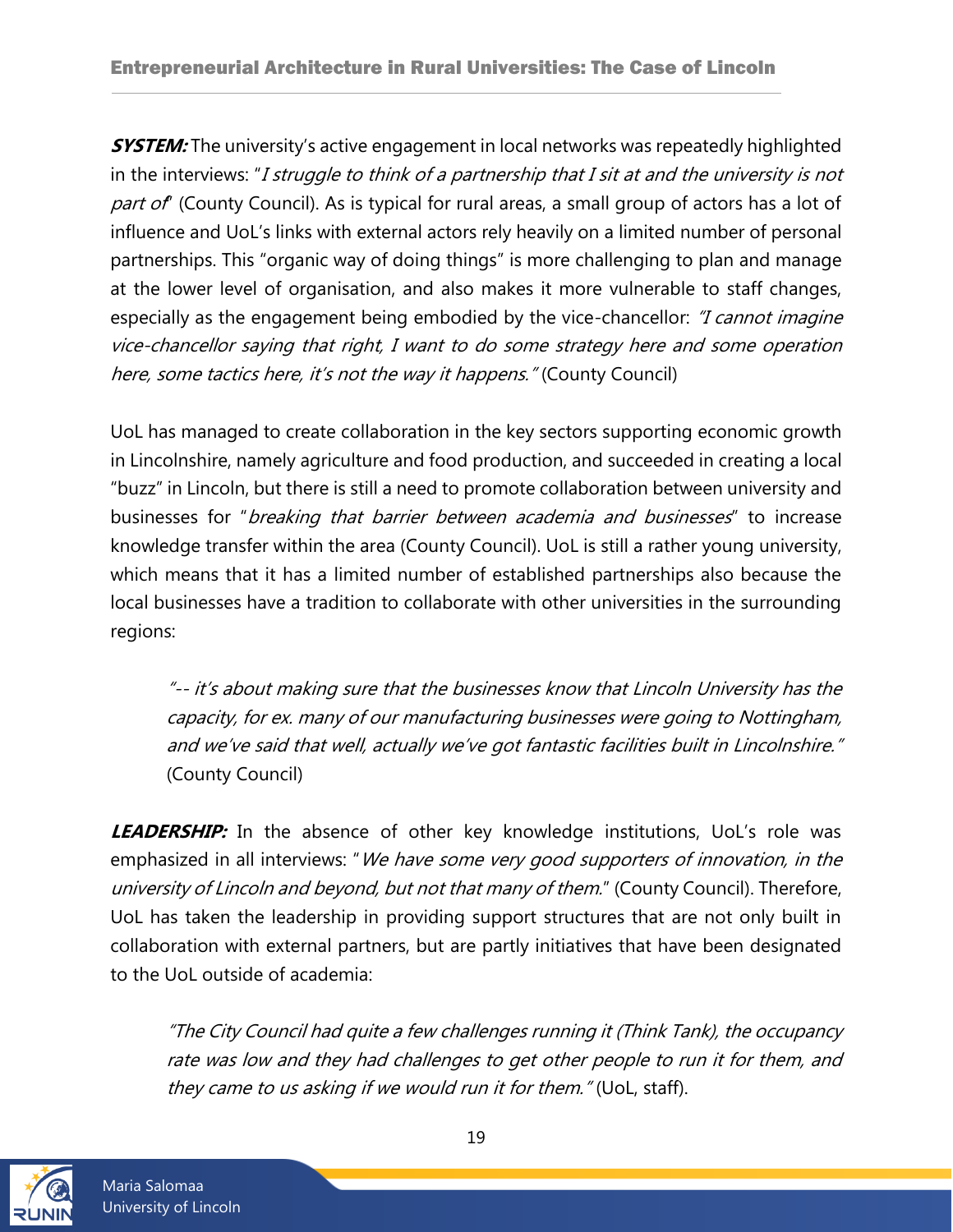***SYSTEM:*** The university's active engagement in local networks was repeatedly highlighted in the interviews: "*I struggle to think of a partnership that I sit at and the university is not part of*" (County Council). As is typical for rural areas, a small group of actors has a lot of influence and UoL's links with external actors rely heavily on a limited number of personal partnerships. This "organic way of doing things" is more challenging to plan and manage at the lower level of organisation, and also makes it more vulnerable to staff changes, especially as the engagement being embodied by the vice-chancellor: *"I cannot imagine vice-chancellor saying that right, I want to do some strategy here and some operation here, some tactics here, it's not the way it happens."* (County Council)

UoL has managed to create collaboration in the key sectors supporting economic growth in Lincolnshire, namely agriculture and food production, and succeeded in creating a local "buzz" in Lincoln, but there is still a need to promote collaboration between university and businesses for "*breaking that barrier between academia and businesses*" to increase knowledge transfer within the area (County Council). UoL is still a rather young university, which means that it has a limited number of established partnerships also because the local businesses have a tradition to collaborate with other universities in the surrounding regions:

> *"-- it's about making sure that the businesses know that Lincoln University has the capacity, for ex. many of our manufacturing businesses were going to Nottingham, and we've said that well, actually we've got fantastic facilities built in Lincolnshire."* (County Council)

***LEADERSHIP:*** In the absence of other key knowledge institutions, UoL's role was emphasized in all interviews: "*We have some very good supporters of innovation, in the university of Lincoln and beyond, but not that many of them.*" (County Council). Therefore, UoL has taken the leadership in providing support structures that are not only built in collaboration with external partners, but are partly initiatives that have been designated to the UoL outside of academia:

> *"The City Council had quite a few challenges running it (Think Tank), the occupancy rate was low and they had challenges to get other people to run it for them, and they came to us asking if we would run it for them."* (UoL, staff).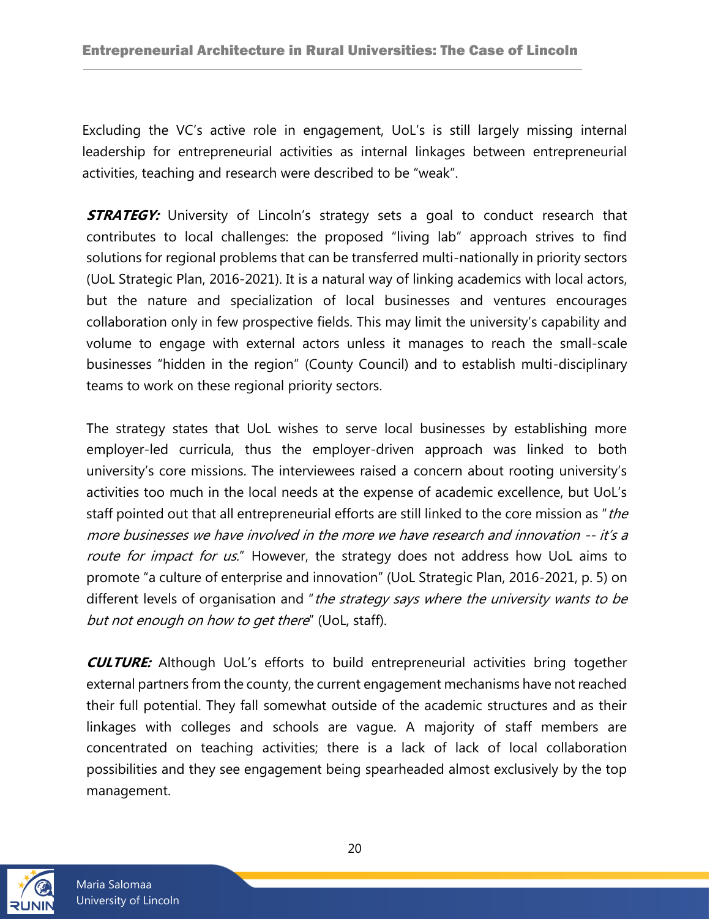Excluding the VC's active role in engagement, UoL's is still largely missing internal leadership for entrepreneurial activities as internal linkages between entrepreneurial activities, teaching and research were described to be "weak".

***STRATEGY:*** University of Lincoln's strategy sets a goal to conduct research that contributes to local challenges: the proposed "living lab" approach strives to find solutions for regional problems that can be transferred multi-nationally in priority sectors (UoL Strategic Plan, 2016-2021). It is a natural way of linking academics with local actors, but the nature and specialization of local businesses and ventures encourages collaboration only in few prospective fields. This may limit the university's capability and volume to engage with external actors unless it manages to reach the small-scale businesses "hidden in the region" (County Council) and to establish multi-disciplinary teams to work on these regional priority sectors.

The strategy states that UoL wishes to serve local businesses by establishing more employer-led curricula, thus the employer-driven approach was linked to both university's core missions. The interviewees raised a concern about rooting university's activities too much in the local needs at the expense of academic excellence, but UoL's staff pointed out that all entrepreneurial efforts are still linked to the core mission as "*the more businesses we have involved in the more we have research and innovation -- it's a route for impact for us.*" However, the strategy does not address how UoL aims to promote "a culture of enterprise and innovation" (UoL Strategic Plan, 2016-2021, p. 5) on different levels of organisation and "*the strategy says where the university wants to be but not enough on how to get there*" (UoL, staff).

***CULTURE:*** Although UoL's efforts to build entrepreneurial activities bring together external partners from the county, the current engagement mechanisms have not reached their full potential. They fall somewhat outside of the academic structures and as their linkages with colleges and schools are vague. A majority of staff members are concentrated on teaching activities; there is a lack of lack of local collaboration possibilities and they see engagement being spearheaded almost exclusively by the top management.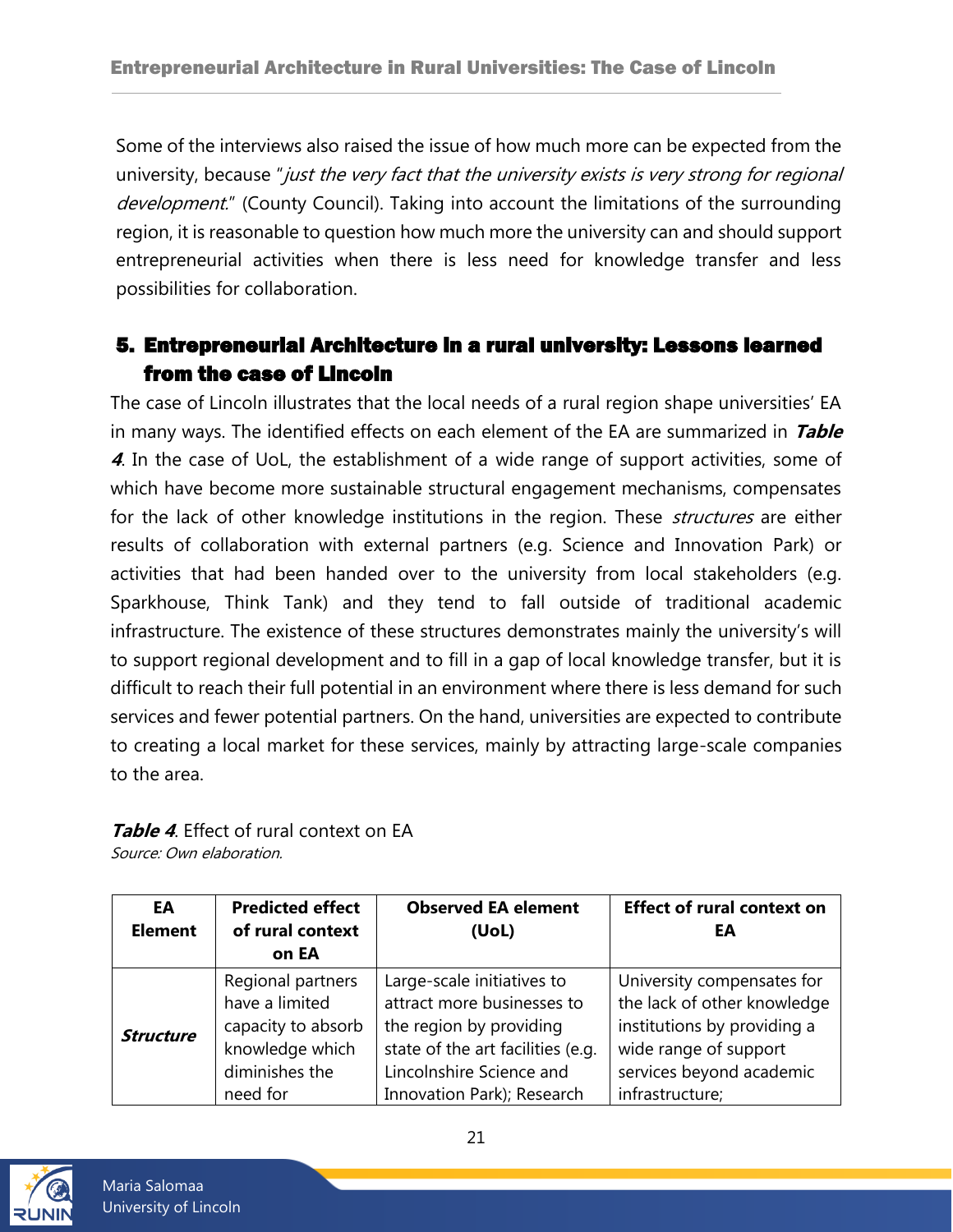Some of the interviews also raised the issue of how much more can be expected from the university, because "*just the very fact that the university exists is very strong for regional development.*" (County Council). Taking into account the limitations of the surrounding region, it is reasonable to question how much more the university can and should support entrepreneurial activities when there is less need for knowledge transfer and less possibilities for collaboration.

## 5. Entrepreneurial Architecture in a rural university: Lessons learned from the case of Lincoln

The case of Lincoln illustrates that the local needs of a rural region shape universities' EA in many ways. The identified effects on each element of the EA are summarized in ***Table 4***. In the case of UoL, the establishment of a wide range of support activities, some of which have become more sustainable structural engagement mechanisms, compensates for the lack of other knowledge institutions in the region. These *structures* are either results of collaboration with external partners (e.g. Science and Innovation Park) or activities that had been handed over to the university from local stakeholders (e.g. Sparkhouse, Think Tank) and they tend to fall outside of traditional academic infrastructure. The existence of these structures demonstrates mainly the university's will to support regional development and to fill in a gap of local knowledge transfer, but it is difficult to reach their full potential in an environment where there is less demand for such services and fewer potential partners. On the hand, universities are expected to contribute to creating a local market for these services, mainly by attracting large-scale companies to the area.

***Table 4***. Effect of rural context on EA
*Source: Own elaboration.*

| EA Element | Predicted effect of rural context on EA | Observed EA element (UoL) | Effect of rural context on EA |
|---|---|---|---|
| ***Structure*** | Regional partners have a limited capacity to absorb knowledge which diminishes the need for | Large-scale initiatives to attract more businesses to the region by providing state of the art facilities (e.g. Lincolnshire Science and Innovation Park); Research | University compensates for the lack of other knowledge institutions by providing a wide range of support services beyond academic infrastructure; |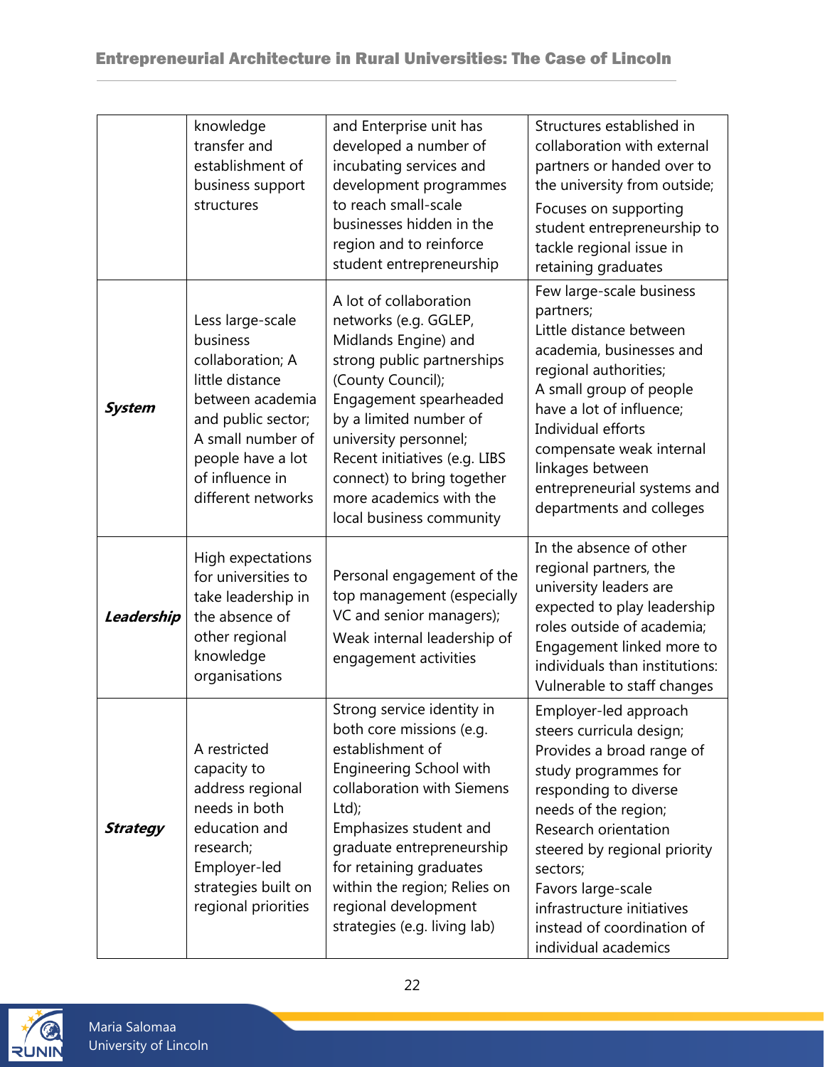|  |  |  |  |
|---|---|---|---|
|  | knowledge transfer and establishment of business support structures | and Enterprise unit has developed a number of incubating services and development programmes to reach small-scale businesses hidden in the region and to reinforce student entrepreneurship | Structures established in collaboration with external partners or handed over to the university from outside; Focuses on supporting student entrepreneurship to tackle regional issue in retaining graduates |
| ***System*** | Less large-scale business collaboration; A little distance between academia and public sector; A small number of people have a lot of influence in different networks | A lot of collaboration networks (e.g. GGLEP, Midlands Engine) and strong public partnerships (County Council); Engagement spearheaded by a limited number of university personnel; Recent initiatives (e.g. LIBS connect) to bring together more academics with the local business community | Few large-scale business partners; Little distance between academia, businesses and regional authorities; A small group of people have a lot of influence; Individual efforts compensate weak internal linkages between entrepreneurial systems and departments and colleges |
| ***Leadership*** | High expectations for universities to take leadership in the absence of other regional knowledge organisations | Personal engagement of the top management (especially VC and senior managers); Weak internal leadership of engagement activities | In the absence of other regional partners, the university leaders are expected to play leadership roles outside of academia; Engagement linked more to individuals than institutions: Vulnerable to staff changes |
| ***Strategy*** | A restricted capacity to address regional needs in both education and research; Employer-led strategies built on regional priorities | Strong service identity in both core missions (e.g. establishment of Engineering School with collaboration with Siemens Ltd); Emphasizes student and graduate entrepreneurship for retaining graduates within the region; Relies on regional development strategies (e.g. living lab) | Employer-led approach steers curricula design; Provides a broad range of study programmes for responding to diverse needs of the region; Research orientation steered by regional priority sectors; Favors large-scale infrastructure initiatives instead of coordination of individual academics |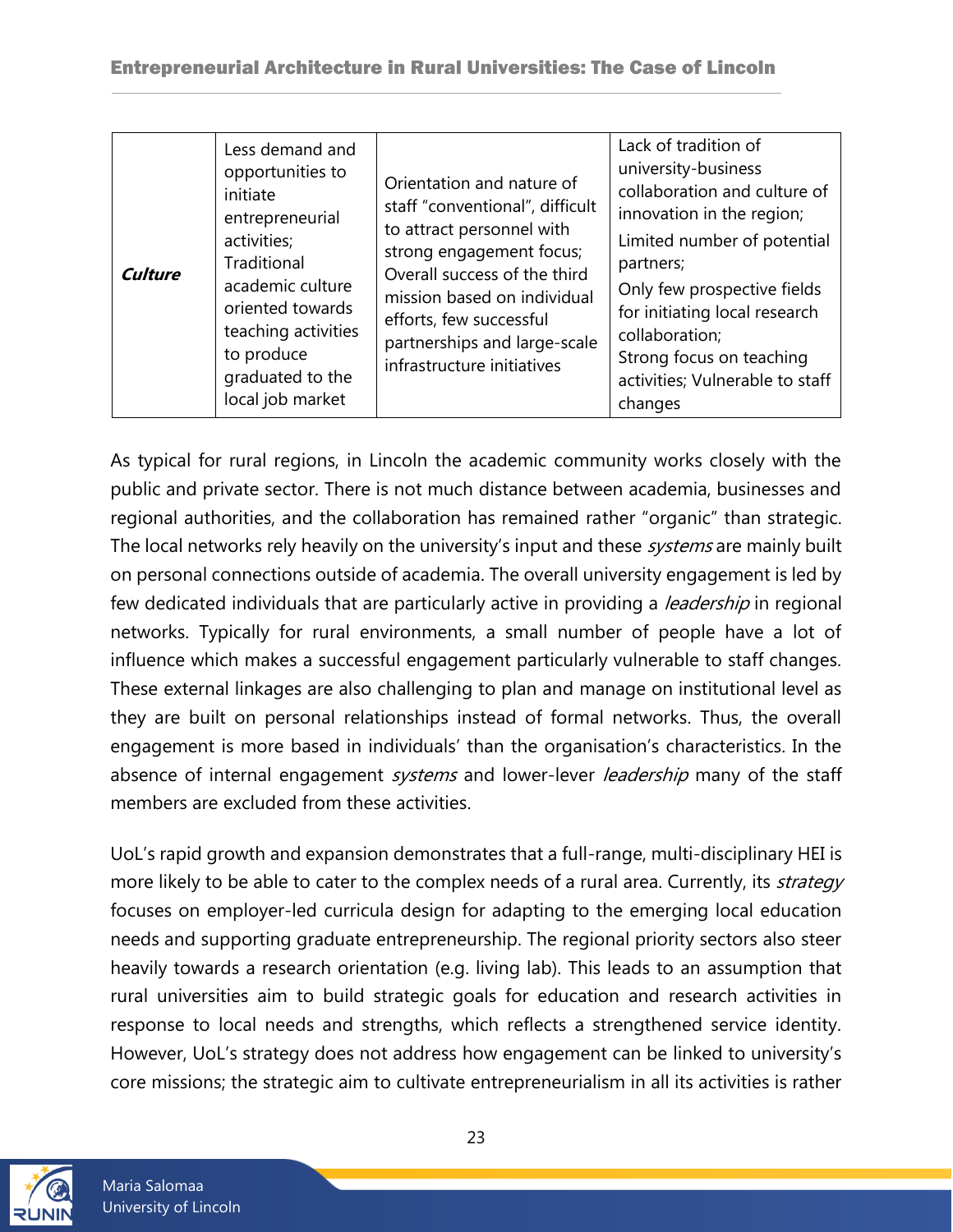| | | | |
|---|---|---|---|
| ***Culture*** | Less demand and opportunities to initiate entrepreneurial activities; Traditional academic culture oriented towards teaching activities to produce graduated to the local job market | Orientation and nature of staff "conventional", difficult to attract personnel with strong engagement focus; Overall success of the third mission based on individual efforts, few successful partnerships and large-scale infrastructure initiatives | Lack of tradition of university-business collaboration and culture of innovation in the region; Limited number of potential partners; Only few prospective fields for initiating local research collaboration; Strong focus on teaching activities; Vulnerable to staff changes |

As typical for rural regions, in Lincoln the academic community works closely with the public and private sector. There is not much distance between academia, businesses and regional authorities, and the collaboration has remained rather "organic" than strategic. The local networks rely heavily on the university's input and these *systems* are mainly built on personal connections outside of academia. The overall university engagement is led by few dedicated individuals that are particularly active in providing a *leadership* in regional networks. Typically for rural environments, a small number of people have a lot of influence which makes a successful engagement particularly vulnerable to staff changes. These external linkages are also challenging to plan and manage on institutional level as they are built on personal relationships instead of formal networks. Thus, the overall engagement is more based in individuals' than the organisation's characteristics. In the absence of internal engagement *systems* and lower-lever *leadership* many of the staff members are excluded from these activities.

UoL's rapid growth and expansion demonstrates that a full-range, multi-disciplinary HEI is more likely to be able to cater to the complex needs of a rural area. Currently, its *strategy* focuses on employer-led curricula design for adapting to the emerging local education needs and supporting graduate entrepreneurship. The regional priority sectors also steer heavily towards a research orientation (e.g. living lab). This leads to an assumption that rural universities aim to build strategic goals for education and research activities in response to local needs and strengths, which reflects a strengthened service identity. However, UoL's strategy does not address how engagement can be linked to university's core missions; the strategic aim to cultivate entrepreneurialism in all its activities is rather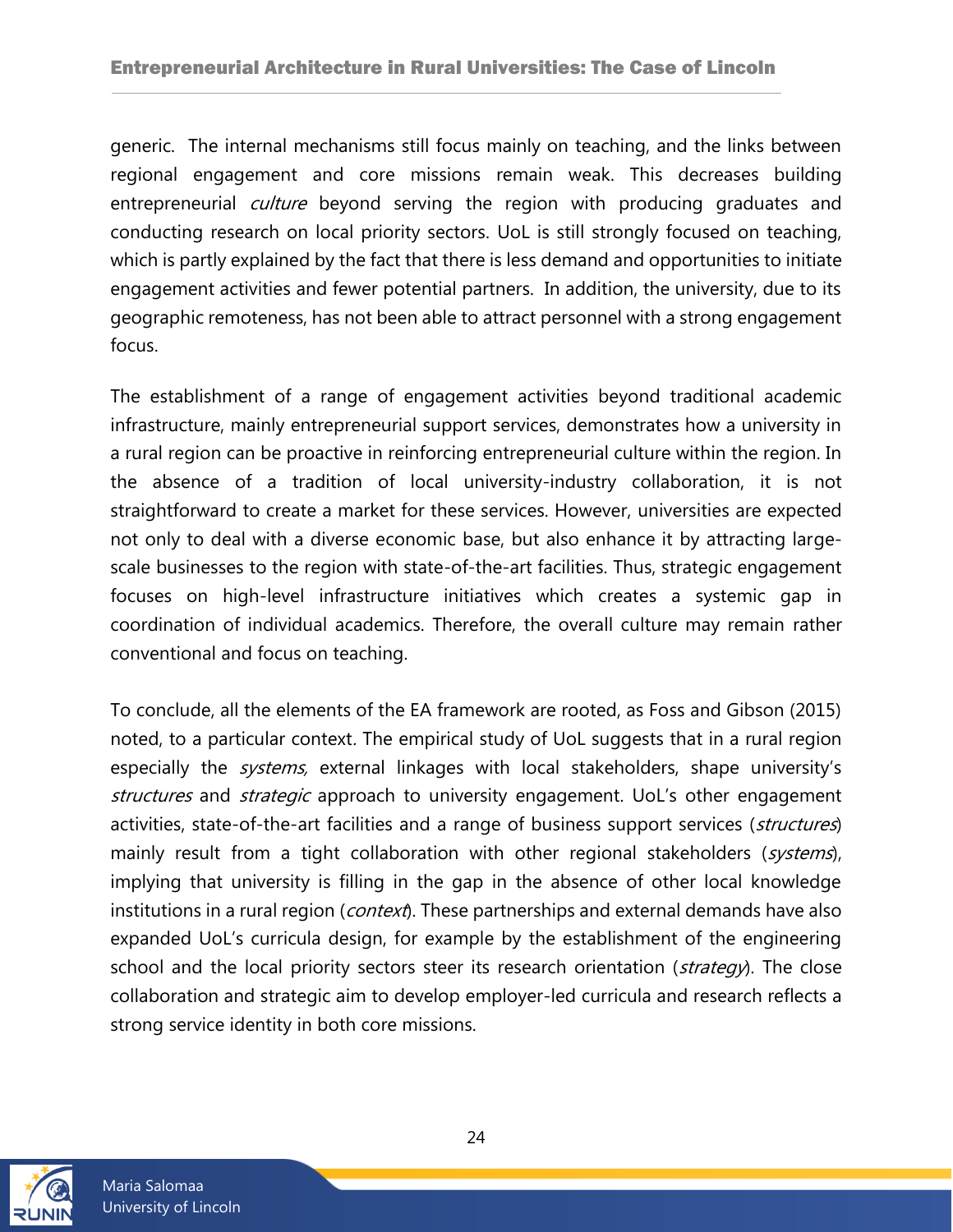generic. The internal mechanisms still focus mainly on teaching, and the links between regional engagement and core missions remain weak. This decreases building entrepreneurial *culture* beyond serving the region with producing graduates and conducting research on local priority sectors. UoL is still strongly focused on teaching, which is partly explained by the fact that there is less demand and opportunities to initiate engagement activities and fewer potential partners. In addition, the university, due to its geographic remoteness, has not been able to attract personnel with a strong engagement focus.

The establishment of a range of engagement activities beyond traditional academic infrastructure, mainly entrepreneurial support services, demonstrates how a university in a rural region can be proactive in reinforcing entrepreneurial culture within the region. In the absence of a tradition of local university-industry collaboration, it is not straightforward to create a market for these services. However, universities are expected not only to deal with a diverse economic base, but also enhance it by attracting large-scale businesses to the region with state-of-the-art facilities. Thus, strategic engagement focuses on high-level infrastructure initiatives which creates a systemic gap in coordination of individual academics. Therefore, the overall culture may remain rather conventional and focus on teaching.

To conclude, all the elements of the EA framework are rooted, as Foss and Gibson (2015) noted, to a particular context. The empirical study of UoL suggests that in a rural region especially the *systems,* external linkages with local stakeholders, shape university's *structures* and *strategic* approach to university engagement. UoL's other engagement activities, state-of-the-art facilities and a range of business support services (*structures*) mainly result from a tight collaboration with other regional stakeholders (*systems*), implying that university is filling in the gap in the absence of other local knowledge institutions in a rural region (*context*). These partnerships and external demands have also expanded UoL's curricula design, for example by the establishment of the engineering school and the local priority sectors steer its research orientation (*strategy*). The close collaboration and strategic aim to develop employer-led curricula and research reflects a strong service identity in both core missions.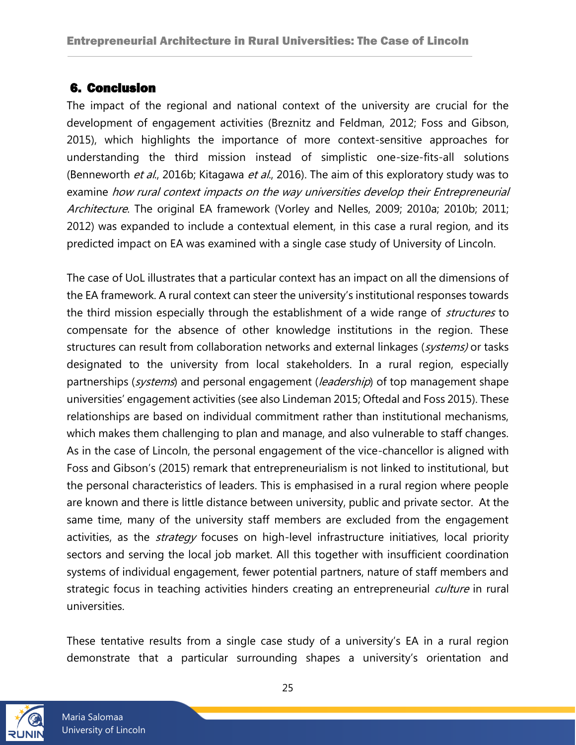## 6. Conclusion

The impact of the regional and national context of the university are crucial for the development of engagement activities (Breznitz and Feldman, 2012; Foss and Gibson, 2015), which highlights the importance of more context-sensitive approaches for understanding the third mission instead of simplistic one-size-fits-all solutions (Benneworth *et al.*, 2016b; Kitagawa *et al.*, 2016). The aim of this exploratory study was to examine *how rural context impacts on the way universities develop their Entrepreneurial Architecture*. The original EA framework (Vorley and Nelles, 2009; 2010a; 2010b; 2011; 2012) was expanded to include a contextual element, in this case a rural region, and its predicted impact on EA was examined with a single case study of University of Lincoln.

The case of UoL illustrates that a particular context has an impact on all the dimensions of the EA framework. A rural context can steer the university's institutional responses towards the third mission especially through the establishment of a wide range of *structures* to compensate for the absence of other knowledge institutions in the region. These structures can result from collaboration networks and external linkages (*systems)* or tasks designated to the university from local stakeholders. In a rural region, especially partnerships (*systems*) and personal engagement (*leadership*) of top management shape universities' engagement activities (see also Lindeman 2015; Oftedal and Foss 2015). These relationships are based on individual commitment rather than institutional mechanisms, which makes them challenging to plan and manage, and also vulnerable to staff changes. As in the case of Lincoln, the personal engagement of the vice-chancellor is aligned with Foss and Gibson's (2015) remark that entrepreneurialism is not linked to institutional, but the personal characteristics of leaders. This is emphasised in a rural region where people are known and there is little distance between university, public and private sector. At the same time, many of the university staff members are excluded from the engagement activities, as the *strategy* focuses on high-level infrastructure initiatives, local priority sectors and serving the local job market. All this together with insufficient coordination systems of individual engagement, fewer potential partners, nature of staff members and strategic focus in teaching activities hinders creating an entrepreneurial *culture* in rural universities.

These tentative results from a single case study of a university's EA in a rural region demonstrate that a particular surrounding shapes a university's orientation and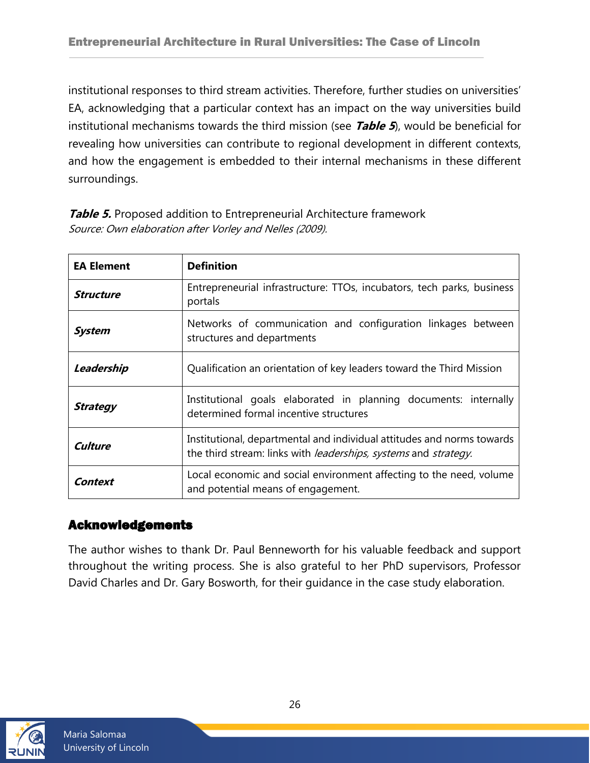institutional responses to third stream activities. Therefore, further studies on universities' EA, acknowledging that a particular context has an impact on the way universities build institutional mechanisms towards the third mission (see ***Table 5***), would be beneficial for revealing how universities can contribute to regional development in different contexts, and how the engagement is embedded to their internal mechanisms in these different surroundings.

***Table 5.*** Proposed addition to Entrepreneurial Architecture framework
*Source: Own elaboration after Vorley and Nelles (2009).*

| EA Element | Definition |
|---|---|
| ***Structure*** | Entrepreneurial infrastructure: TTOs, incubators, tech parks, business portals |
| ***System*** | Networks of communication and configuration linkages between structures and departments |
| ***Leadership*** | Qualification an orientation of key leaders toward the Third Mission |
| ***Strategy*** | Institutional goals elaborated in planning documents: internally determined formal incentive structures |
| ***Culture*** | Institutional, departmental and individual attitudes and norms towards the third stream: links with *leaderships, systems* and *strategy.* |
| ***Context*** | Local economic and social environment affecting to the need, volume and potential means of engagement. |

## Acknowledgements

The author wishes to thank Dr. Paul Benneworth for his valuable feedback and support throughout the writing process. She is also grateful to her PhD supervisors, Professor David Charles and Dr. Gary Bosworth, for their guidance in the case study elaboration.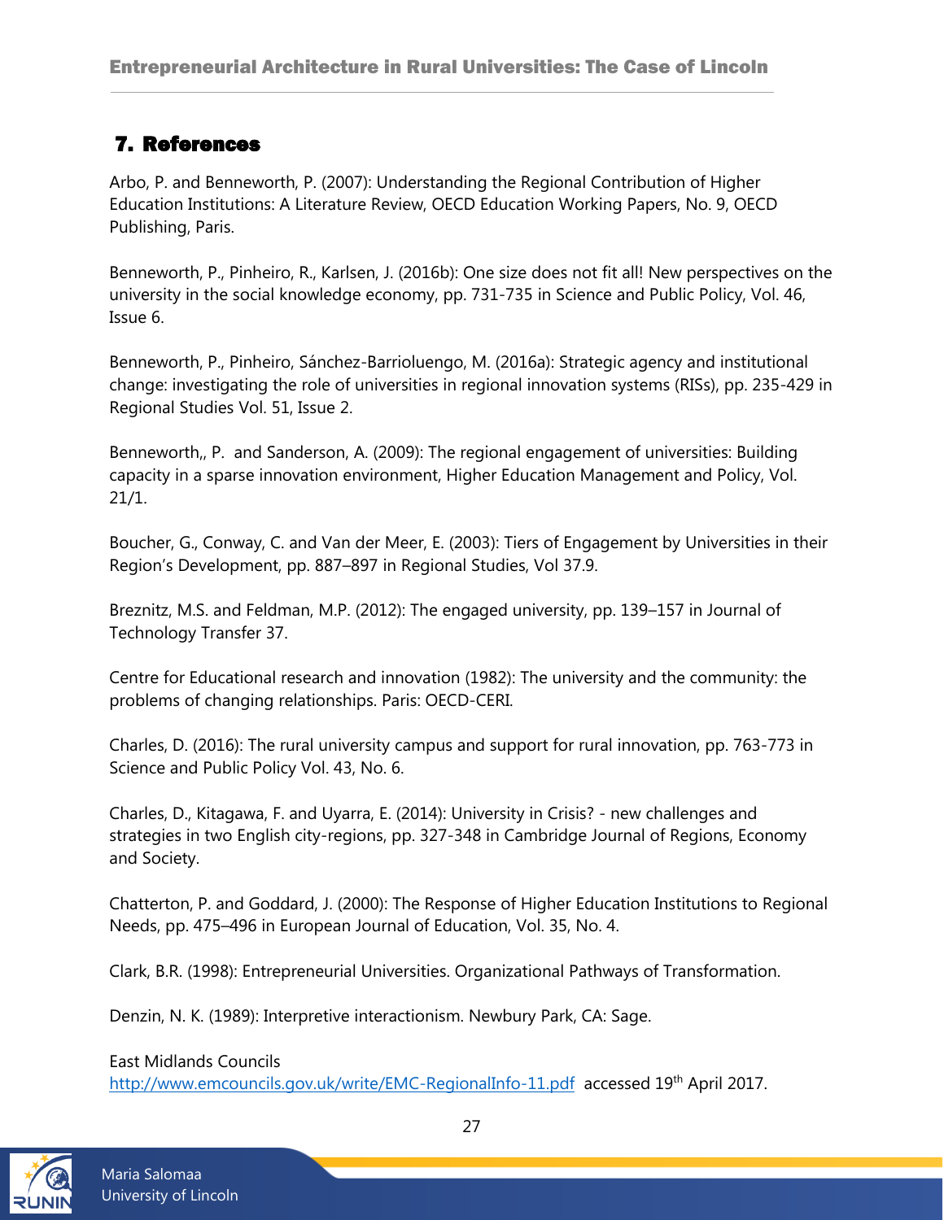## 7. References

Arbo, P. and Benneworth, P. (2007): Understanding the Regional Contribution of Higher Education Institutions: A Literature Review, OECD Education Working Papers, No. 9, OECD Publishing, Paris.

Benneworth, P., Pinheiro, R., Karlsen, J. (2016b): One size does not fit all! New perspectives on the university in the social knowledge economy, pp. 731-735 in Science and Public Policy, Vol. 46, Issue 6.

Benneworth, P., Pinheiro, Sánchez-Barrioluengo, M. (2016a): Strategic agency and institutional change: investigating the role of universities in regional innovation systems (RISs), pp. 235-429 in Regional Studies Vol. 51, Issue 2.

Benneworth,, P. and Sanderson, A. (2009): The regional engagement of universities: Building capacity in a sparse innovation environment, Higher Education Management and Policy, Vol. 21/1.

Boucher, G., Conway, C. and Van der Meer, E. (2003): Tiers of Engagement by Universities in their Region's Development, pp. 887–897 in Regional Studies, Vol 37.9.

Breznitz, M.S. and Feldman, M.P. (2012): The engaged university, pp. 139–157 in Journal of Technology Transfer 37.

Centre for Educational research and innovation (1982): The university and the community: the problems of changing relationships. Paris: OECD-CERI.

Charles, D. (2016): The rural university campus and support for rural innovation, pp. 763-773 in Science and Public Policy Vol. 43, No. 6.

Charles, D., Kitagawa, F. and Uyarra, E. (2014): University in Crisis? - new challenges and strategies in two English city-regions, pp. 327-348 in Cambridge Journal of Regions, Economy and Society.

Chatterton, P. and Goddard, J. (2000): The Response of Higher Education Institutions to Regional Needs, pp. 475–496 in European Journal of Education, Vol. 35, No. 4.

Clark, B.R. (1998): Entrepreneurial Universities. Organizational Pathways of Transformation.

Denzin, N. K. (1989): Interpretive interactionism. Newbury Park, CA: Sage.

East Midlands Councils
http://www.emcouncils.gov.uk/write/EMC-RegionalInfo-11.pdf accessed 19th April 2017.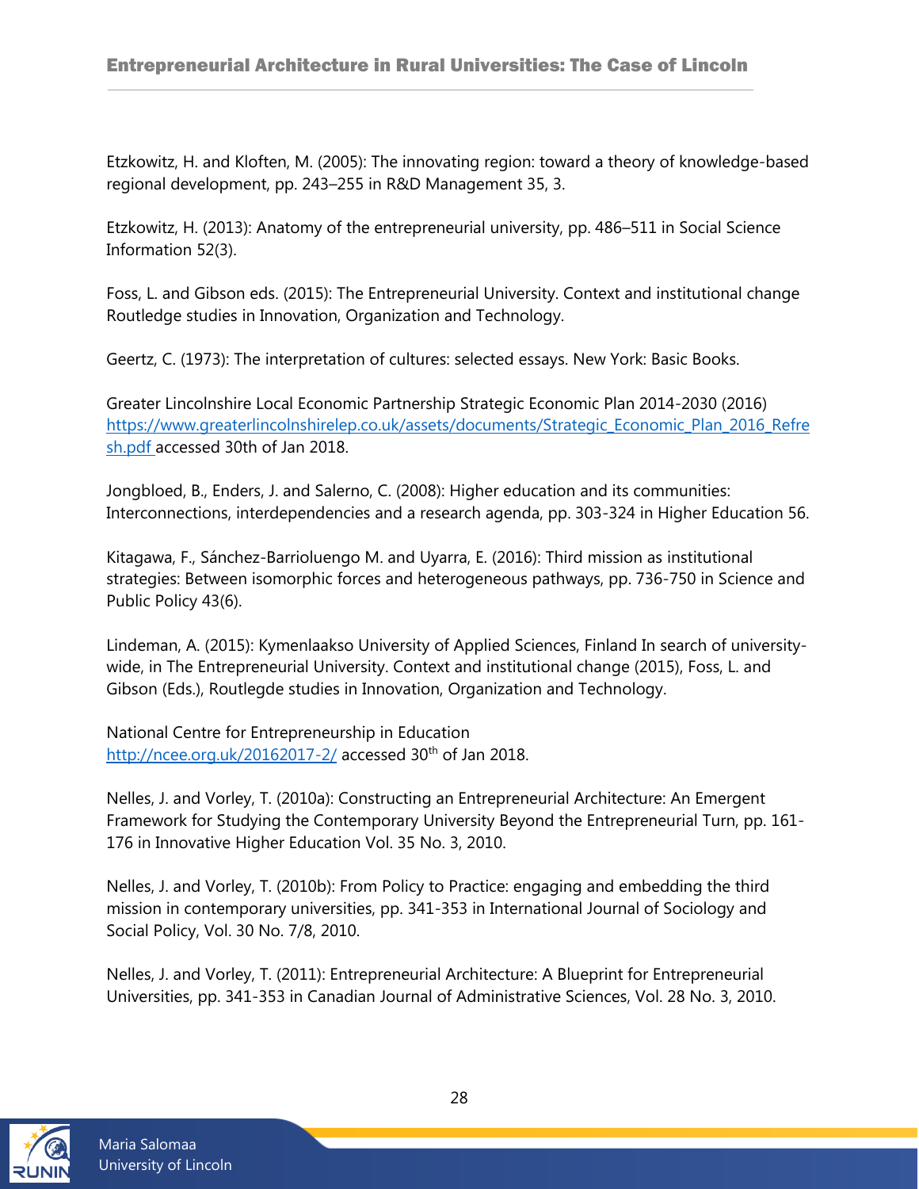Etzkowitz, H. and Kloften, M. (2005): The innovating region: toward a theory of knowledge-based regional development, pp. 243–255 in R&D Management 35, 3.

Etzkowitz, H. (2013): Anatomy of the entrepreneurial university, pp. 486–511 in Social Science Information 52(3).

Foss, L. and Gibson eds. (2015): The Entrepreneurial University. Context and institutional change Routledge studies in Innovation, Organization and Technology.

Geertz, C. (1973): The interpretation of cultures: selected essays. New York: Basic Books.

Greater Lincolnshire Local Economic Partnership Strategic Economic Plan 2014-2030 (2016) https://www.greaterlincolnshirelep.co.uk/assets/documents/Strategic_Economic_Plan_2016_Refresh.pdf accessed 30th of Jan 2018.

Jongbloed, B., Enders, J. and Salerno, C. (2008): Higher education and its communities: Interconnections, interdependencies and a research agenda, pp. 303-324 in Higher Education 56.

Kitagawa, F., Sánchez-Barrioluengo M. and Uyarra, E. (2016): Third mission as institutional strategies: Between isomorphic forces and heterogeneous pathways, pp. 736-750 in Science and Public Policy 43(6).

Lindeman, A. (2015): Kymenlaakso University of Applied Sciences, Finland In search of university-wide, in The Entrepreneurial University. Context and institutional change (2015), Foss, L. and Gibson (Eds.), Routlegde studies in Innovation, Organization and Technology.

National Centre for Entrepreneurship in Education
http://ncee.org.uk/20162017-2/ accessed 30th of Jan 2018.

Nelles, J. and Vorley, T. (2010a): Constructing an Entrepreneurial Architecture: An Emergent Framework for Studying the Contemporary University Beyond the Entrepreneurial Turn, pp. 161-176 in Innovative Higher Education Vol. 35 No. 3, 2010.

Nelles, J. and Vorley, T. (2010b): From Policy to Practice: engaging and embedding the third mission in contemporary universities, pp. 341-353 in International Journal of Sociology and Social Policy, Vol. 30 No. 7/8, 2010.

Nelles, J. and Vorley, T. (2011): Entrepreneurial Architecture: A Blueprint for Entrepreneurial Universities, pp. 341-353 in Canadian Journal of Administrative Sciences, Vol. 28 No. 3, 2010.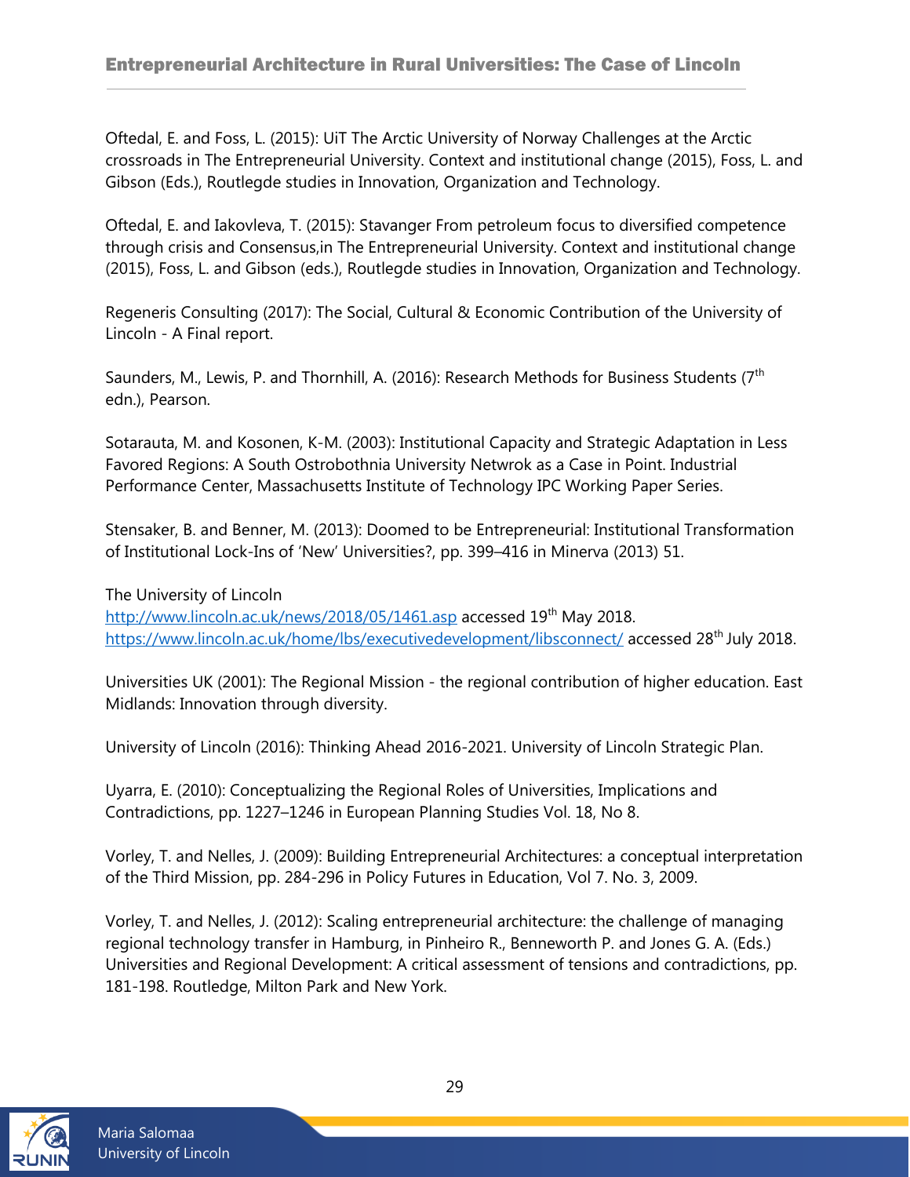Oftedal, E. and Foss, L. (2015): UiT The Arctic University of Norway Challenges at the Arctic crossroads in The Entrepreneurial University. Context and institutional change (2015), Foss, L. and Gibson (Eds.), Routlegde studies in Innovation, Organization and Technology.

Oftedal, E. and Iakovleva, T. (2015): Stavanger From petroleum focus to diversified competence through crisis and Consensus,in The Entrepreneurial University. Context and institutional change (2015), Foss, L. and Gibson (eds.), Routlegde studies in Innovation, Organization and Technology.

Regeneris Consulting (2017): The Social, Cultural & Economic Contribution of the University of Lincoln - A Final report.

Saunders, M., Lewis, P. and Thornhill, A. (2016): Research Methods for Business Students (7th edn.), Pearson.

Sotarauta, M. and Kosonen, K-M. (2003): Institutional Capacity and Strategic Adaptation in Less Favored Regions: A South Ostrobothnia University Netwrok as a Case in Point. Industrial Performance Center, Massachusetts Institute of Technology IPC Working Paper Series.

Stensaker, B. and Benner, M. (2013): Doomed to be Entrepreneurial: Institutional Transformation of Institutional Lock-Ins of 'New' Universities?, pp. 399–416 in Minerva (2013) 51.

The University of Lincoln
http://www.lincoln.ac.uk/news/2018/05/1461.asp accessed 19th May 2018.
https://www.lincoln.ac.uk/home/lbs/executivedevelopment/libsconnect/ accessed 28th July 2018.

Universities UK (2001): The Regional Mission - the regional contribution of higher education. East Midlands: Innovation through diversity.

University of Lincoln (2016): Thinking Ahead 2016-2021. University of Lincoln Strategic Plan.

Uyarra, E. (2010): Conceptualizing the Regional Roles of Universities, Implications and Contradictions, pp. 1227–1246 in European Planning Studies Vol. 18, No 8.

Vorley, T. and Nelles, J. (2009): Building Entrepreneurial Architectures: a conceptual interpretation of the Third Mission, pp. 284-296 in Policy Futures in Education, Vol 7. No. 3, 2009.

Vorley, T. and Nelles, J. (2012): Scaling entrepreneurial architecture: the challenge of managing regional technology transfer in Hamburg, in Pinheiro R., Benneworth P. and Jones G. A. (Eds.) Universities and Regional Development: A critical assessment of tensions and contradictions, pp. 181-198. Routledge, Milton Park and New York.